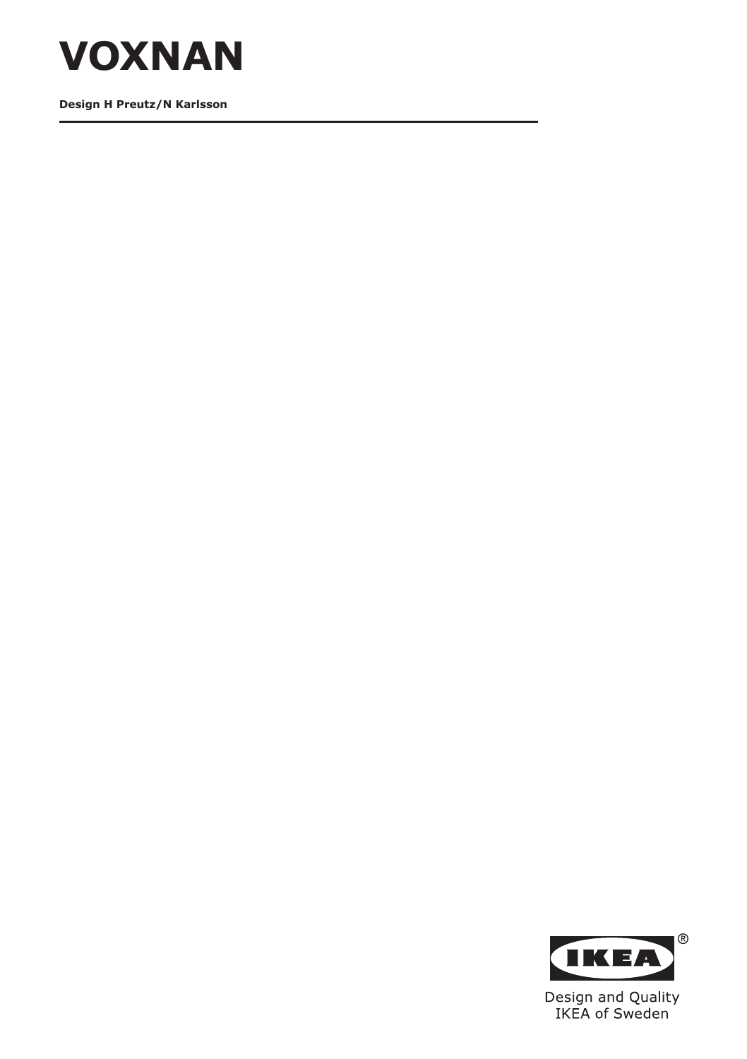# VOXNAN

**Design H Preutz/N Karlsson**

Design and Quality
IKEA of Sweden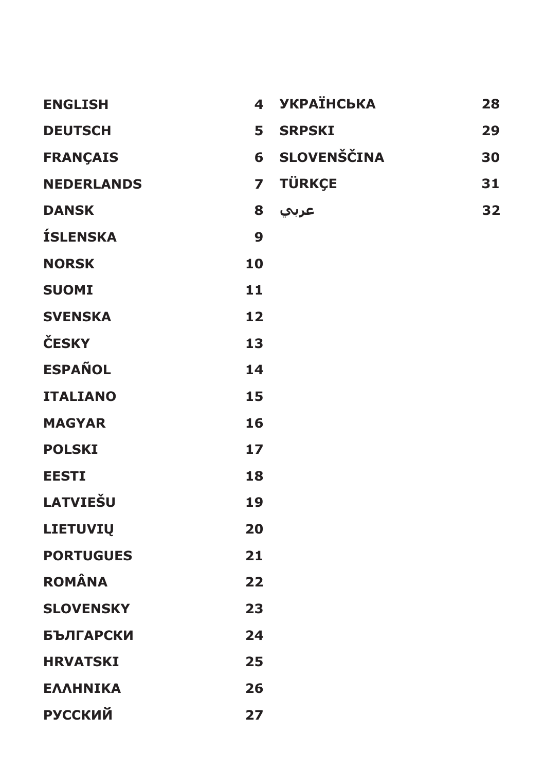| | |
|---|---|
| **ENGLISH** | **4** |
| **DEUTSCH** | **5** |
| **FRANÇAIS** | **6** |
| **NEDERLANDS** | **7** |
| **DANSK** | **8** |
| **ÍSLENSKA** | **9** |
| **NORSK** | **10** |
| **SUOMI** | **11** |
| **SVENSKA** | **12** |
| **ČESKY** | **13** |
| **ESPAÑOL** | **14** |
| **ITALIANO** | **15** |
| **MAGYAR** | **16** |
| **POLSKI** | **17** |
| **EESTI** | **18** |
| **LATVIEŠU** | **19** |
| **LIETUVIŲ** | **20** |
| **PORTUGUES** | **21** |
| **ROMÂNA** | **22** |
| **SLOVENSKY** | **23** |
| **БЪЛГАРСКИ** | **24** |
| **HRVATSKI** | **25** |
| **ΕΛΛΗΝΙΚΑ** | **26** |
| **РУССКИЙ** | **27** |
| **УКРАЇНСЬКА** | **28** |
| **SRPSKI** | **29** |
| **SLOVENŠČINA** | **30** |
| **TÜRKÇE** | **31** |
| **عربي** | **32** |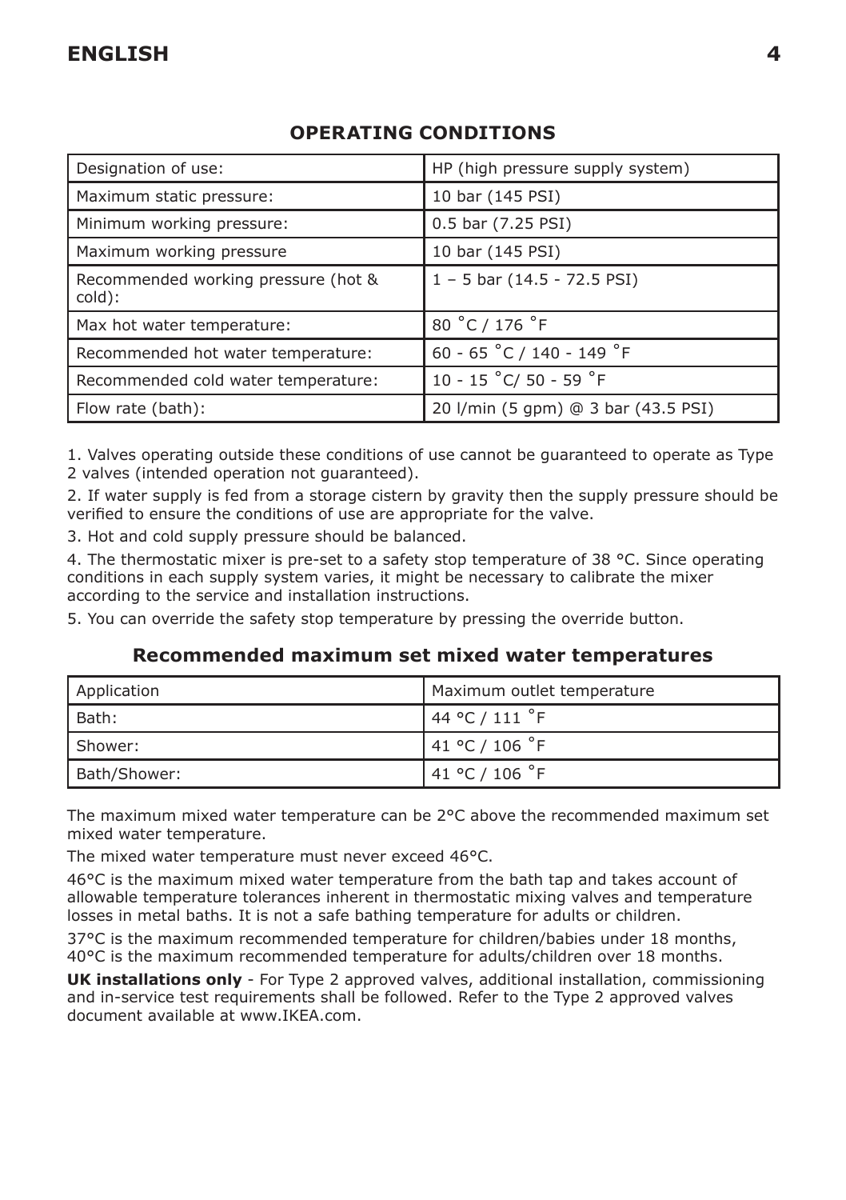## OPERATING CONDITIONS

| Designation of use: | HP (high pressure supply system) |
|---|---|
| Maximum static pressure: | 10 bar (145 PSI) |
| Minimum working pressure: | 0.5 bar (7.25 PSI) |
| Maximum working pressure | 10 bar (145 PSI) |
| Recommended working pressure (hot & cold): | 1 – 5 bar (14.5 - 72.5 PSI) |
| Max hot water temperature: | 80 ˚C / 176 ˚F |
| Recommended hot water temperature: | 60 - 65 ˚C / 140 - 149 ˚F |
| Recommended cold water temperature: | 10 - 15 ˚C/ 50 - 59 ˚F |
| Flow rate (bath): | 20 l/min (5 gpm) @ 3 bar (43.5 PSI) |

1. Valves operating outside these conditions of use cannot be guaranteed to operate as Type 2 valves (intended operation not guaranteed).

2. If water supply is fed from a storage cistern by gravity then the supply pressure should be verified to ensure the conditions of use are appropriate for the valve.

3. Hot and cold supply pressure should be balanced.

4. The thermostatic mixer is pre-set to a safety stop temperature of 38 °C. Since operating conditions in each supply system varies, it might be necessary to calibrate the mixer according to the service and installation instructions.

5. You can override the safety stop temperature by pressing the override button.

### Recommended maximum set mixed water temperatures

| Application | Maximum outlet temperature |
|---|---|
| Bath: | 44 °C / 111 ˚F |
| Shower: | 41 °C / 106 ˚F |
| Bath/Shower: | 41 °C / 106 ˚F |

The maximum mixed water temperature can be 2°C above the recommended maximum set mixed water temperature.

The mixed water temperature must never exceed 46°C.

46°C is the maximum mixed water temperature from the bath tap and takes account of allowable temperature tolerances inherent in thermostatic mixing valves and temperature losses in metal baths. It is not a safe bathing temperature for adults or children.

37°C is the maximum recommended temperature for children/babies under 18 months, 40°C is the maximum recommended temperature for adults/children over 18 months.

**UK installations only** - For Type 2 approved valves, additional installation, commissioning and in-service test requirements shall be followed. Refer to the Type 2 approved valves document available at www.IKEA.com.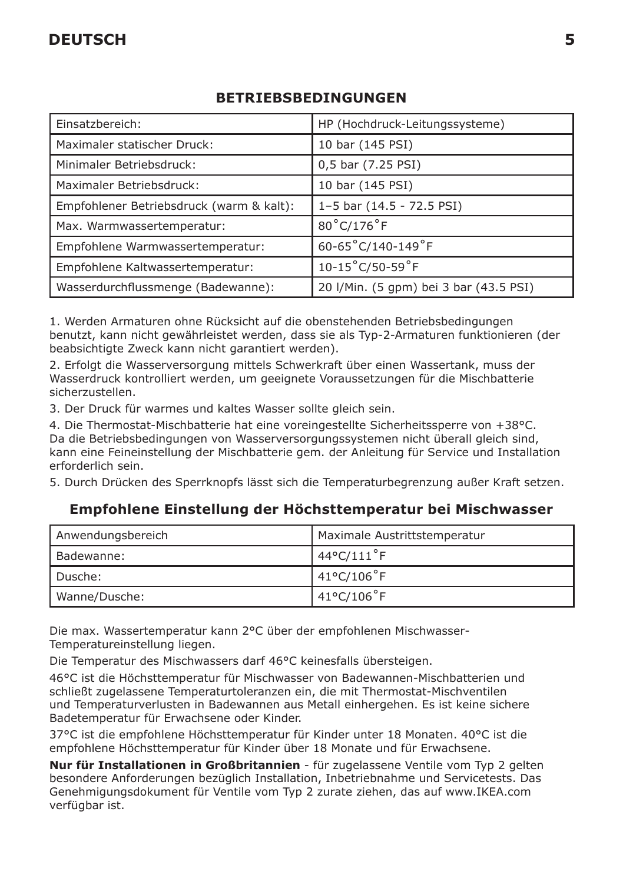## BETRIEBSBEDINGUNGEN

| Einsatzbereich: | HP (Hochdruck-Leitungssysteme) |
|---|---|
| Maximaler statischer Druck: | 10 bar (145 PSI) |
| Minimaler Betriebsdruck: | 0,5 bar (7.25 PSI) |
| Maximaler Betriebsdruck: | 10 bar (145 PSI) |
| Empfohlener Betriebsdruck (warm & kalt): | 1–5 bar (14.5 - 72.5 PSI) |
| Max. Warmwassertemperatur: | 80˚C/176˚F |
| Empfohlene Warmwassertemperatur: | 60-65˚C/140-149˚F |
| Empfohlene Kaltwassertemperatur: | 10-15˚C/50-59˚F |
| Wasserdurchflussmenge (Badewanne): | 20 l/Min. (5 gpm) bei 3 bar (43.5 PSI) |

1. Werden Armaturen ohne Rücksicht auf die obenstehenden Betriebsbedingungen benutzt, kann nicht gewährleistet werden, dass sie als Typ-2-Armaturen funktionieren (der beabsichtigte Zweck kann nicht garantiert werden).
2. Erfolgt die Wasserversorgung mittels Schwerkraft über einen Wassertank, muss der Wasserdruck kontrolliert werden, um geeignete Voraussetzungen für die Mischbatterie sicherzustellen.
3. Der Druck für warmes und kaltes Wasser sollte gleich sein.
4. Die Thermostat-Mischbatterie hat eine voreingestellte Sicherheitssperre von +38°C. Da die Betriebsbedingungen von Wasserversorgungssystemen nicht überall gleich sind, kann eine Feineinstellung der Mischbatterie gem. der Anleitung für Service und Installation erforderlich sein.
5. Durch Drücken des Sperrknopfs lässt sich die Temperaturbegrenzung außer Kraft setzen.

## Empfohlene Einstellung der Höchsttemperatur bei Mischwasser

| Anwendungsbereich | Maximale Austrittstemperatur |
|---|---|
| Badewanne: | 44°C/111˚F |
| Dusche: | 41°C/106˚F |
| Wanne/Dusche: | 41°C/106˚F |

Die max. Wassertemperatur kann 2°C über der empfohlenen Mischwasser-Temperatureinstellung liegen.

Die Temperatur des Mischwassers darf 46°C keinesfalls übersteigen.

46°C ist die Höchsttemperatur für Mischwasser von Badewannen-Mischbatterien und schließt zugelassene Temperaturtoleranzen ein, die mit Thermostat-Mischventilen und Temperaturverlusten in Badewannen aus Metall einhergehen. Es ist keine sichere Badetemperatur für Erwachsene oder Kinder.

37°C ist die empfohlene Höchsttemperatur für Kinder unter 18 Monaten. 40°C ist die empfohlene Höchsttemperatur für Kinder über 18 Monate und für Erwachsene.

**Nur für Installationen in Großbritannien** - für zugelassene Ventile vom Typ 2 gelten besondere Anforderungen bezüglich Installation, Inbetriebnahme und Servicetests. Das Genehmigungsdokument für Ventile vom Typ 2 zurate ziehen, das auf www.IKEA.com verfügbar ist.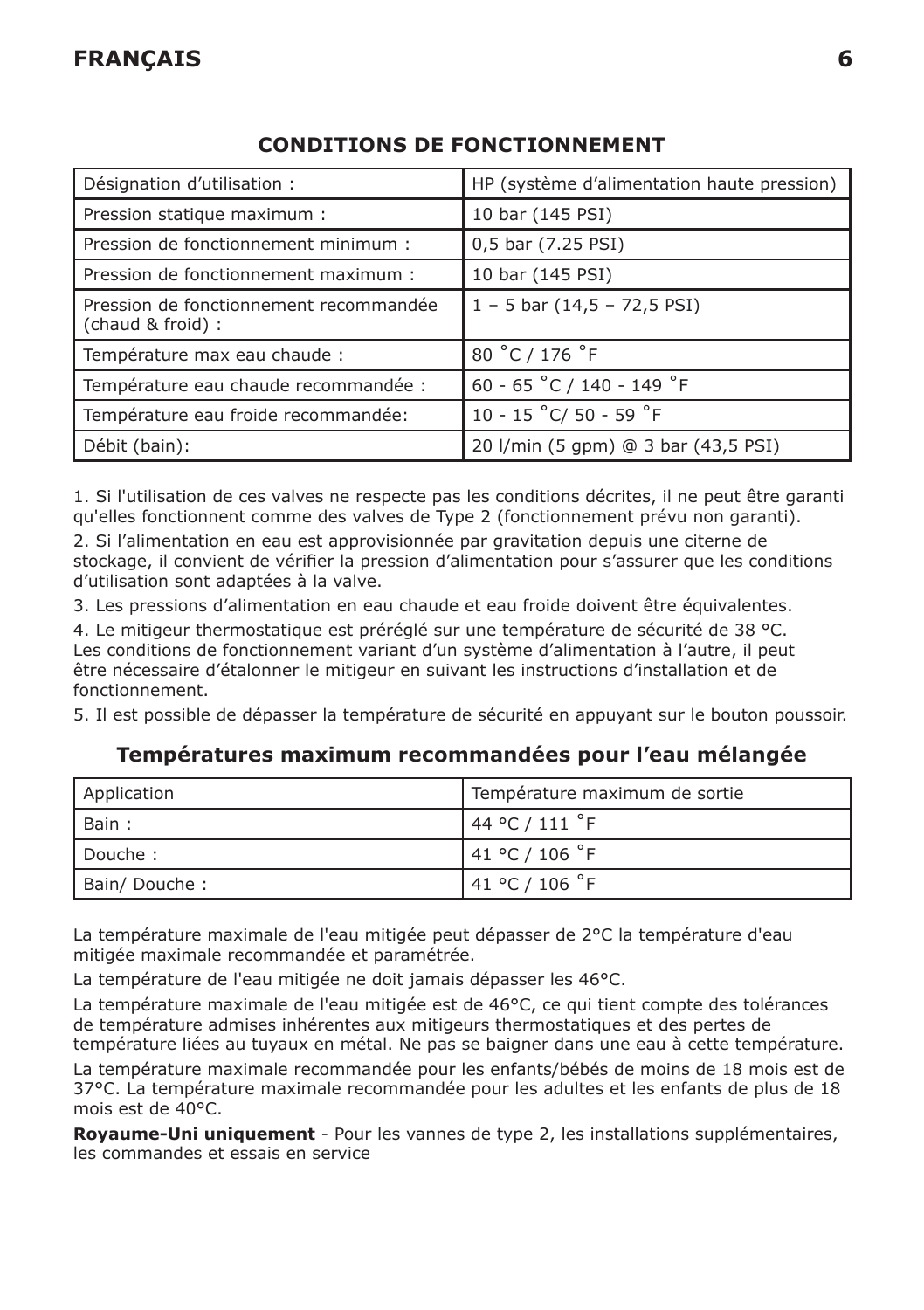## CONDITIONS DE FONCTIONNEMENT

| Désignation d'utilisation : | HP (système d'alimentation haute pression) |
|---|---|
| Pression statique maximum : | 10 bar (145 PSI) |
| Pression de fonctionnement minimum : | 0,5 bar (7.25 PSI) |
| Pression de fonctionnement maximum : | 10 bar (145 PSI) |
| Pression de fonctionnement recommandée (chaud & froid) : | 1 – 5 bar (14,5 – 72,5 PSI) |
| Température max eau chaude : | 80 ˚C / 176 ˚F |
| Température eau chaude recommandée : | 60 - 65 ˚C / 140 - 149 ˚F |
| Température eau froide recommandée: | 10 - 15 ˚C/ 50 - 59 ˚F |
| Débit (bain): | 20 l/min (5 gpm) @ 3 bar (43,5 PSI) |

1. Si l'utilisation de ces valves ne respecte pas les conditions décrites, il ne peut être garanti qu'elles fonctionnent comme des valves de Type 2 (fonctionnement prévu non garanti).
2. Si l'alimentation en eau est approvisionnée par gravitation depuis une citerne de stockage, il convient de vérifier la pression d'alimentation pour s'assurer que les conditions d'utilisation sont adaptées à la valve.
3. Les pressions d'alimentation en eau chaude et eau froide doivent être équivalentes.
4. Le mitigeur thermostatique est préréglé sur une température de sécurité de 38 °C. Les conditions de fonctionnement variant d'un système d'alimentation à l'autre, il peut être nécessaire d'étalonner le mitigeur en suivant les instructions d'installation et de fonctionnement.
5. Il est possible de dépasser la température de sécurité en appuyant sur le bouton poussoir.

## Températures maximum recommandées pour l'eau mélangée

| Application | Température maximum de sortie |
|---|---|
| Bain : | 44 °C / 111 ˚F |
| Douche : | 41 °C / 106 ˚F |
| Bain/ Douche : | 41 °C / 106 ˚F |

La température maximale de l'eau mitigée peut dépasser de 2°C la température d'eau mitigée maximale recommandée et paramétrée.

La température de l'eau mitigée ne doit jamais dépasser les 46°C.

La température maximale de l'eau mitigée est de 46°C, ce qui tient compte des tolérances de température admises inhérentes aux mitigeurs thermostatiques et des pertes de température liées au tuyaux en métal. Ne pas se baigner dans une eau à cette température.

La température maximale recommandée pour les enfants/bébés de moins de 18 mois est de 37°C. La température maximale recommandée pour les adultes et les enfants de plus de 18 mois est de 40°C.

**Royaume-Uni uniquement** - Pour les vannes de type 2, les installations supplémentaires, les commandes et essais en service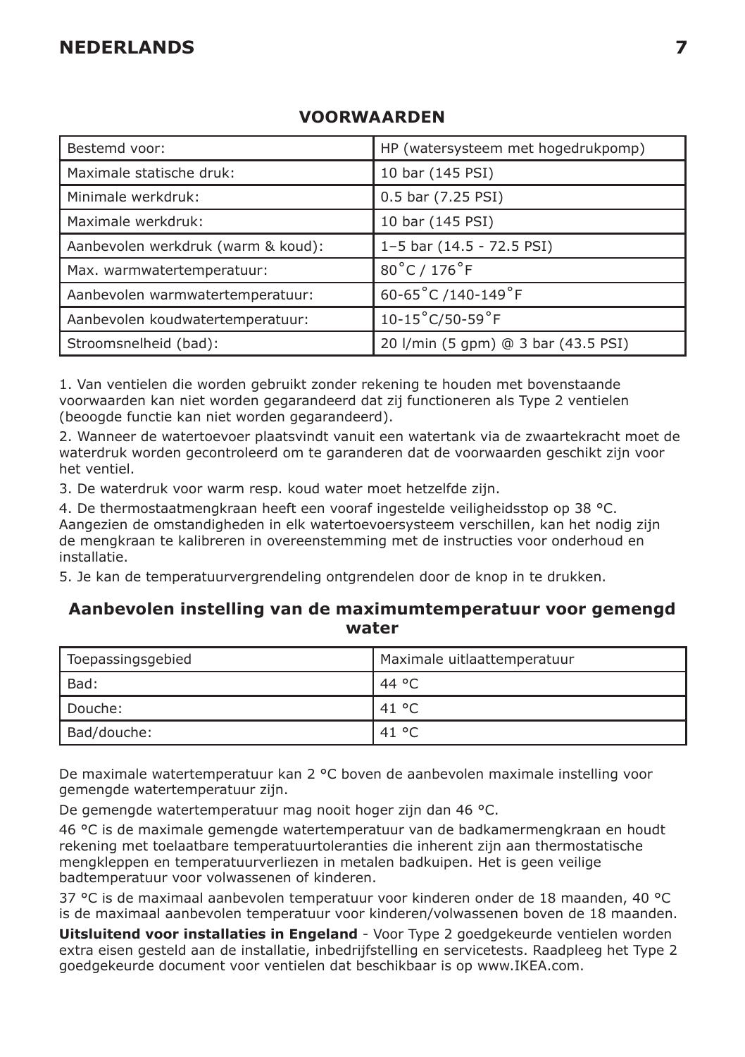## VOORWAARDEN

| Bestemd voor: | HP (watersysteem met hogedrukpomp) |
|---|---|
| Maximale statische druk: | 10 bar (145 PSI) |
| Minimale werkdruk: | 0.5 bar (7.25 PSI) |
| Maximale werkdruk: | 10 bar (145 PSI) |
| Aanbevolen werkdruk (warm & koud): | 1–5 bar (14.5 - 72.5 PSI) |
| Max. warmwatertemperatuur: | 80˚C / 176˚F |
| Aanbevolen warmwatertemperatuur: | 60-65˚C /140-149˚F |
| Aanbevolen koudwatertemperatuur: | 10-15˚C/50-59˚F |
| Stroomsnelheid (bad): | 20 l/min (5 gpm) @ 3 bar (43.5 PSI) |

1. Van ventielen die worden gebruikt zonder rekening te houden met bovenstaande voorwaarden kan niet worden gegarandeerd dat zij functioneren als Type 2 ventielen (beoogde functie kan niet worden gegarandeerd).

2. Wanneer de watertoevoer plaatsvindt vanuit een watertank via de zwaartekracht moet de waterdruk worden gecontroleerd om te garanderen dat de voorwaarden geschikt zijn voor het ventiel.

3. De waterdruk voor warm resp. koud water moet hetzelfde zijn.

4. De thermostaatmengkraan heeft een vooraf ingestelde veiligheidsstop op 38 °C. Aangezien de omstandigheden in elk watertoevoersysteem verschillen, kan het nodig zijn de mengkraan te kalibreren in overeenstemming met de instructies voor onderhoud en installatie.

5. Je kan de temperatuurvergrendeling ontgrendelen door de knop in te drukken.

## Aanbevolen instelling van de maximumtemperatuur voor gemengd water

| Toepassingsgebied | Maximale uitlaattemperatuur |
|---|---|
| Bad: | 44 °C |
| Douche: | 41 °C |
| Bad/douche: | 41 °C |

De maximale watertemperatuur kan 2 °C boven de aanbevolen maximale instelling voor gemengde watertemperatuur zijn.

De gemengde watertemperatuur mag nooit hoger zijn dan 46 °C.

46 °C is de maximale gemengde watertemperatuur van de badkamermengkraan en houdt rekening met toelaatbare temperatuurtoleranties die inherent zijn aan thermostatische mengkleppen en temperatuurverliezen in metalen badkuipen. Het is geen veilige badtemperatuur voor volwassenen of kinderen.

37 °C is de maximaal aanbevolen temperatuur voor kinderen onder de 18 maanden, 40 °C is de maximaal aanbevolen temperatuur voor kinderen/volwassenen boven de 18 maanden.

**Uitsluitend voor installaties in Engeland** - Voor Type 2 goedgekeurde ventielen worden extra eisen gesteld aan de installatie, inbedrijfstelling en servicetests. Raadpleeg het Type 2 goedgekeurde document voor ventielen dat beschikbaar is op www.IKEA.com.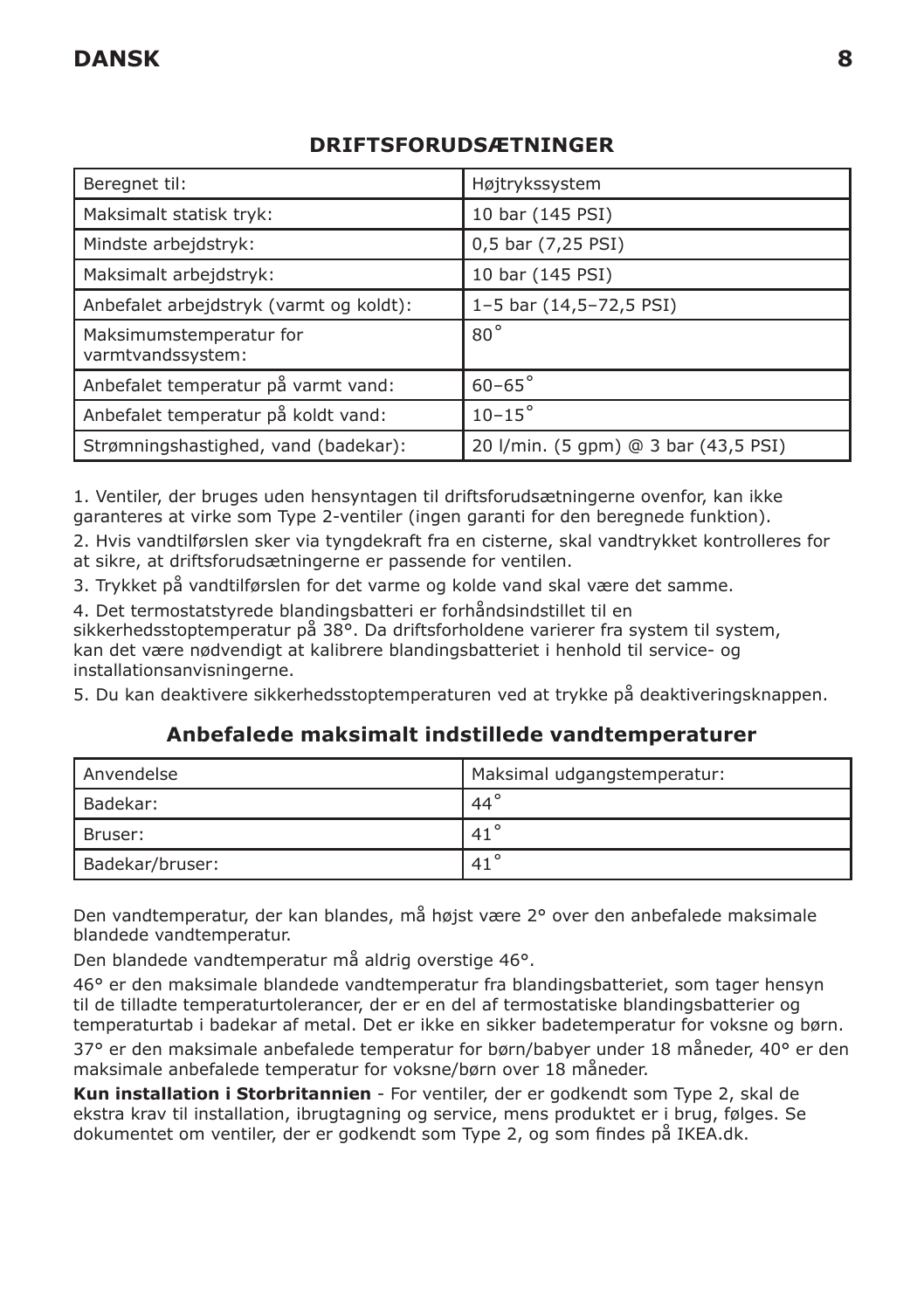## DRIFTSFORUDSÆTNINGER

| Beregnet til: | Højtrykssystem |
|---|---|
| Maksimalt statisk tryk: | 10 bar (145 PSI) |
| Mindste arbejdstryk: | 0,5 bar (7,25 PSI) |
| Maksimalt arbejdstryk: | 10 bar (145 PSI) |
| Anbefalet arbejdstryk (varmt og koldt): | 1–5 bar (14,5–72,5 PSI) |
| Maksimumstemperatur for varmtvandssystem: | 80˚ |
| Anbefalet temperatur på varmt vand: | 60–65˚ |
| Anbefalet temperatur på koldt vand: | 10–15˚ |
| Strømningshastighed, vand (badekar): | 20 l/min. (5 gpm) @ 3 bar (43,5 PSI) |

1. Ventiler, der bruges uden hensyntagen til driftsforudsætningerne ovenfor, kan ikke garanteres at virke som Type 2-ventiler (ingen garanti for den beregnede funktion).

2. Hvis vandtilførslen sker via tyngdekraft fra en cisterne, skal vandtrykket kontrolleres for at sikre, at driftsforudsætningerne er passende for ventilen.

3. Trykket på vandtilførslen for det varme og kolde vand skal være det samme.

4. Det termostatstyrede blandingsbatteri er forhåndsindstillet til en sikkerhedsstoptemperatur på 38°. Da driftsforholdene varierer fra system til system, kan det være nødvendigt at kalibrere blandingsbatteriet i henhold til service- og installationsanvisningerne.

5. Du kan deaktivere sikkerhedsstoptemperaturen ved at trykke på deaktiveringsknappen.

## Anbefalede maksimalt indstillede vandtemperaturer

| Anvendelse | Maksimal udgangstemperatur: |
|---|---|
| Badekar: | 44˚ |
| Bruser: | 41˚ |
| Badekar/bruser: | 41˚ |

Den vandtemperatur, der kan blandes, må højst være 2° over den anbefalede maksimale blandede vandtemperatur.

Den blandede vandtemperatur må aldrig overstige 46°.

46° er den maksimale blandede vandtemperatur fra blandingsbatteriet, som tager hensyn til de tilladte temperaturtolerancer, der er en del af termostatiske blandingsbatterier og temperaturtab i badekar af metal. Det er ikke en sikker badetemperatur for voksne og børn.

37° er den maksimale anbefalede temperatur for børn/babyer under 18 måneder, 40° er den maksimale anbefalede temperatur for voksne/børn over 18 måneder.

**Kun installation i Storbritannien** - For ventiler, der er godkendt som Type 2, skal de ekstra krav til installation, ibrugtagning og service, mens produktet er i brug, følges. Se dokumentet om ventiler, der er godkendt som Type 2, og som findes på IKEA.dk.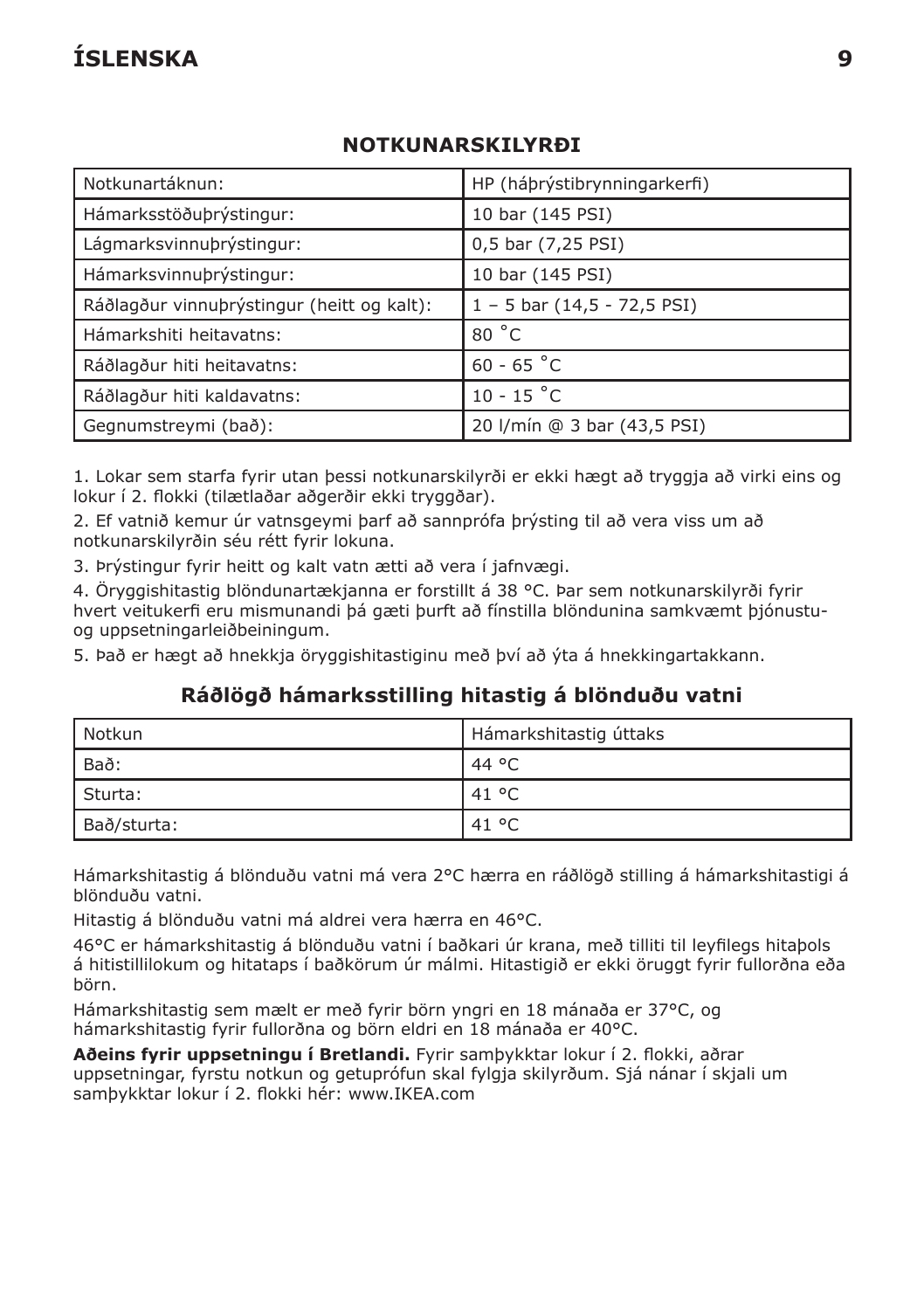## NOTKUNARSKILYRÐI

| Notkunartáknun: | HP (háþrýstibrynningarkerfi) |
|---|---|
| Hámarksstöðuþrýstingur: | 10 bar (145 PSI) |
| Lágmarksvinnuþrýstingur: | 0,5 bar (7,25 PSI) |
| Hámarksvinnuþrýstingur: | 10 bar (145 PSI) |
| Ráðlagður vinnuþrýstingur (heitt og kalt): | 1 – 5 bar (14,5 - 72,5 PSI) |
| Hámarkshiti heitavatns: | 80 ˚C |
| Ráðlagður hiti heitavatns: | 60 - 65 ˚C |
| Ráðlagður hiti kaldavatns: | 10 - 15 ˚C |
| Gegnumstreymi (bað): | 20 l/mín @ 3 bar (43,5 PSI) |

1. Lokar sem starfa fyrir utan þessi notkunarskilyrði er ekki hægt að tryggja að virki eins og lokur í 2. flokki (tilætlaðar aðgerðir ekki tryggðar).
2. Ef vatnið kemur úr vatnsgeymi þarf að sannprófa þrýsting til að vera viss um að notkunarskilyrðin séu rétt fyrir lokuna.
3. Þrýstingur fyrir heitt og kalt vatn ætti að vera í jafnvægi.
4. Öryggishitastig blöndunartækjanna er forstillt á 38 °C. Þar sem notkunarskilyrði fyrir hvert veitukerfi eru mismunandi þá gæti þurft að fínstilla blöndunina samkvæmt þjónustu- og uppsetningarleiðbeiningum.
5. Það er hægt að hnekkja öryggishitastiginu með því að ýta á hnekkingartakkann.

## Ráðlögð hámarksstilling hitastig á blönduðu vatni

| Notkun | Hámarkshitastig úttaks |
|---|---|
| Bað: | 44 °C |
| Sturta: | 41 °C |
| Bað/sturta: | 41 °C |

Hámarkshitastig á blönduðu vatni má vera 2°C hærra en ráðlögð stilling á hámarkshitastigi á blönduðu vatni.

Hitastig á blönduðu vatni má aldrei vera hærra en 46°C.

46°C er hámarkshitastig á blönduðu vatni í baðkari úr krana, með tilliti til leyfilegs hitaþols á hitistillilokum og hitataps í baðkörum úr málmi. Hitastigið er ekki öruggt fyrir fullorðna eða börn.

Hámarkshitastig sem mælt er með fyrir börn yngri en 18 mánaða er 37°C, og hámarkshitastig fyrir fullorðna og börn eldri en 18 mánaða er 40°C.

**Aðeins fyrir uppsetningu í Bretlandi.** Fyrir samþykktar lokur í 2. flokki, aðrar uppsetningar, fyrstu notkun og getuprófun skal fylgja skilyrðum. Sjá nánar í skjali um samþykktar lokur í 2. flokki hér: www.IKEA.com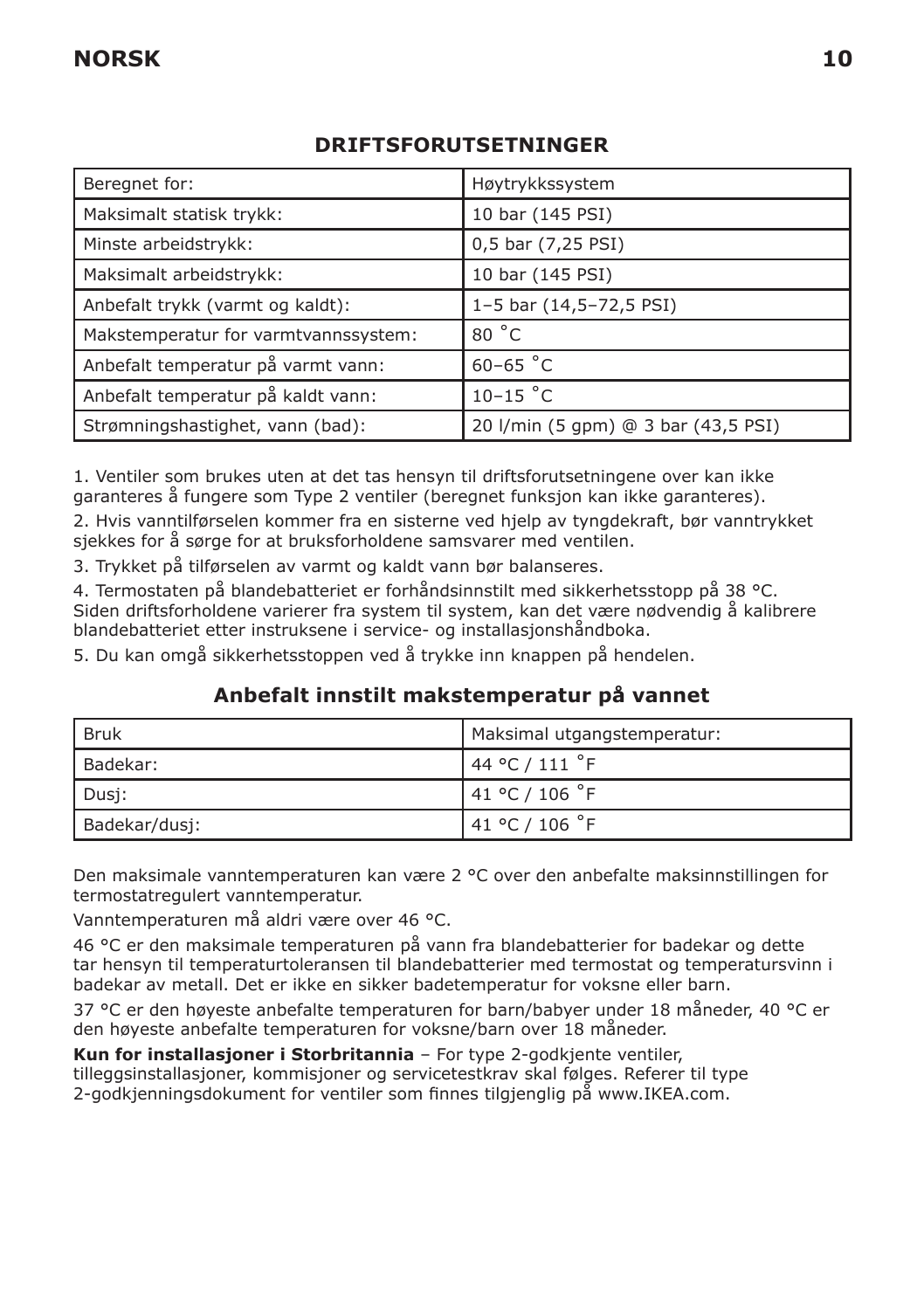## DRIFTSFORUTSETNINGER

| Beregnet for: | Høytrykkssystem |
|---|---|
| Maksimalt statisk trykk: | 10 bar (145 PSI) |
| Minste arbeidstrykk: | 0,5 bar (7,25 PSI) |
| Maksimalt arbeidstrykk: | 10 bar (145 PSI) |
| Anbefalt trykk (varmt og kaldt): | 1–5 bar (14,5–72,5 PSI) |
| Makstemperatur for varmtvannssystem: | 80 ˚C |
| Anbefalt temperatur på varmt vann: | 60–65 ˚C |
| Anbefalt temperatur på kaldt vann: | 10–15 ˚C |
| Strømningshastighet, vann (bad): | 20 l/min (5 gpm) @ 3 bar (43,5 PSI) |

1. Ventiler som brukes uten at det tas hensyn til driftsforutsetningene over kan ikke garanteres å fungere som Type 2 ventiler (beregnet funksjon kan ikke garanteres).

2. Hvis vanntilførselen kommer fra en sisterne ved hjelp av tyngdekraft, bør vanntrykket sjekkes for å sørge for at bruksforholdene samsvarer med ventilen.

3. Trykket på tilførselen av varmt og kaldt vann bør balanseres.

4. Termostaten på blandebatteriet er forhåndsinnstilt med sikkerhetsstopp på 38 °C. Siden driftsforholdene varierer fra system til system, kan det være nødvendig å kalibrere blandebatteriet etter instruksene i service- og installasjonshåndboka.

5. Du kan omgå sikkerhetsstoppen ved å trykke inn knappen på hendelen.

## Anbefalt innstilt makstemperatur på vannet

| Bruk | Maksimal utgangstemperatur: |
|---|---|
| Badekar: | 44 °C / 111 ˚F |
| Dusj: | 41 °C / 106 ˚F |
| Badekar/dusj: | 41 °C / 106 ˚F |

Den maksimale vanntemperaturen kan være 2 °C over den anbefalte maksinnstillingen for termostatregulert vanntemperatur.

Vanntemperaturen må aldri være over 46 °C.

46 °C er den maksimale temperaturen på vann fra blandebatterier for badekar og dette tar hensyn til temperaturtoleransen til blandebatterier med termostat og temperatursvinn i badekar av metall. Det er ikke en sikker badetemperatur for voksne eller barn.

37 °C er den høyeste anbefalte temperaturen for barn/babyer under 18 måneder, 40 °C er den høyeste anbefalte temperaturen for voksne/barn over 18 måneder.

**Kun for installasjoner i Storbritannia** – For type 2-godkjente ventiler, tilleggsinstallasjoner, kommisjoner og servicetestkrav skal følges. Referer til type 2-godkjenningsdokument for ventiler som finnes tilgjenglig på www.IKEA.com.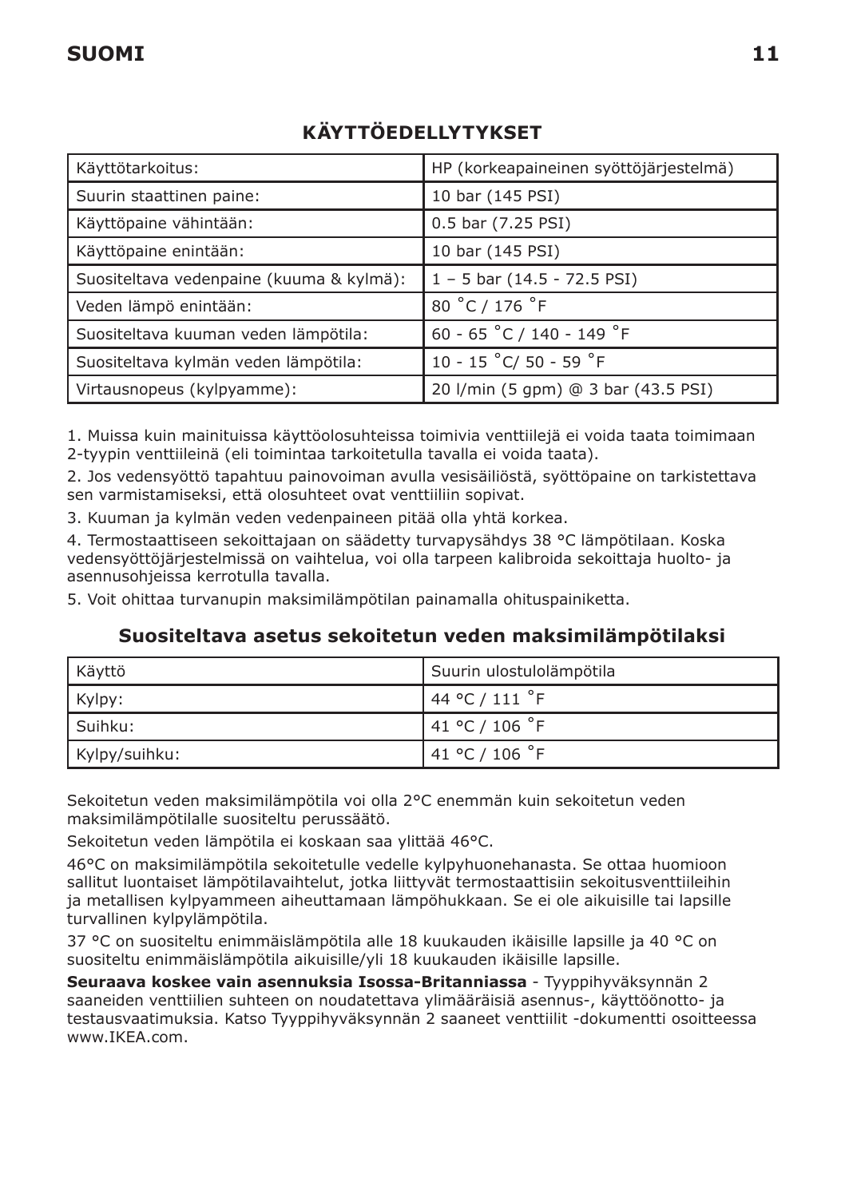## KÄYTTÖEDELLYTYKSET

| Käyttötarkoitus: | HP (korkeapaineinen syöttöjärjestelmä) |
|---|---|
| Suurin staattinen paine: | 10 bar (145 PSI) |
| Käyttöpaine vähintään: | 0.5 bar (7.25 PSI) |
| Käyttöpaine enintään: | 10 bar (145 PSI) |
| Suositeltava vedenpaine (kuuma & kylmä): | 1 – 5 bar (14.5 - 72.5 PSI) |
| Veden lämpö enintään: | 80 ˚C / 176 ˚F |
| Suositeltava kuuman veden lämpötila: | 60 - 65 ˚C / 140 - 149 ˚F |
| Suositeltava kylmän veden lämpötila: | 10 - 15 ˚C/ 50 - 59 ˚F |
| Virtausnopeus (kylpyamme): | 20 l/min (5 gpm) @ 3 bar (43.5 PSI) |

1. Muissa kuin mainituissa käyttöolosuhteissa toimivia venttiilejä ei voida taata toimimaan 2-tyypin venttiileinä (eli toimintaa tarkoitetulla tavalla ei voida taata).

2. Jos vedensyöttö tapahtuu painovoiman avulla vesisäiliöstä, syöttöpaine on tarkistettava sen varmistamiseksi, että olosuhteet ovat venttiiliin sopivat.

3. Kuuman ja kylmän veden vedenpaineen pitää olla yhtä korkea.

4. Termostaattiseen sekoittajaan on säädetty turvapysähdys 38 °C lämpötilaan. Koska vedensyöttöjärjestelmissä on vaihtelua, voi olla tarpeen kalibroida sekoittaja huolto- ja asennusohjeissa kerrotulla tavalla.

5. Voit ohittaa turvanupin maksimilämpötilan painamalla ohituspainiketta.

### Suositeltava asetus sekoitetun veden maksimilämpötilaksi

| Käyttö | Suurin ulostulolämpötila |
|---|---|
| Kylpy: | 44 °C / 111 ˚F |
| Suihku: | 41 °C / 106 ˚F |
| Kylpy/suihku: | 41 °C / 106 ˚F |

Sekoitetun veden maksimilämpötila voi olla 2°C enemmän kuin sekoitetun veden maksimilämpötilalle suositeltu perussäätö.

Sekoitetun veden lämpötila ei koskaan saa ylittää 46°C.

46°C on maksimilämpötila sekoitetulle vedelle kylpyhuonehanasta. Se ottaa huomioon sallitut luontaiset lämpötilavaihtelut, jotka liittyvät termostaattisiin sekoitusventtiileihin ja metallisen kylpyammeen aiheuttamaan lämpöhukkaan. Se ei ole aikuisille tai lapsille turvallinen kylpylämpötila.

37 °C on suositeltu enimmäislämpötila alle 18 kuukauden ikäisille lapsille ja 40 °C on suositeltu enimmäislämpötila aikuisille/yli 18 kuukauden ikäisille lapsille.

**Seuraava koskee vain asennuksia Isossa-Britanniassa** - Tyyppihyväksynnän 2 saaneiden venttiilien suhteen on noudatettava ylimääräisiä asennus-, käyttöönotto- ja testausvaatimuksia. Katso Tyyppihyväksynnän 2 saaneet venttiilit -dokumentti osoitteessa www.IKEA.com.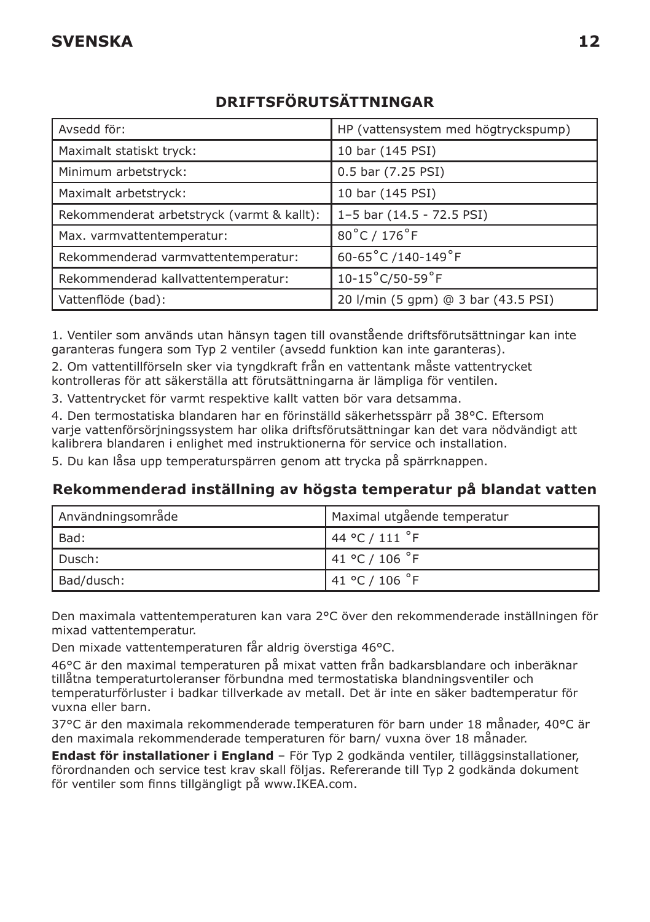## DRIFTSFÖRUTSÄTTNINGAR

| Avsedd för: | HP (vattensystem med högtryckspump) |
|---|---|
| Maximalt statiskt tryck: | 10 bar (145 PSI) |
| Minimum arbetstryck: | 0.5 bar (7.25 PSI) |
| Maximalt arbetstryck: | 10 bar (145 PSI) |
| Rekommenderat arbetstryck (varmt & kallt): | 1–5 bar (14.5 - 72.5 PSI) |
| Max. varmvattentemperatur: | 80˚C / 176˚F |
| Rekommenderad varmvattentemperatur: | 60-65˚C /140-149˚F |
| Rekommenderad kallvattentemperatur: | 10-15˚C/50-59˚F |
| Vattenflöde (bad): | 20 l/min (5 gpm) @ 3 bar (43.5 PSI) |

1. Ventiler som används utan hänsyn tagen till ovanstående driftsförutsättningar kan inte garanteras fungera som Typ 2 ventiler (avsedd funktion kan inte garanteras).

2. Om vattentillförseln sker via tyngdkraft från en vattentank måste vattentrycket kontrolleras för att säkerställa att förutsättningarna är lämpliga för ventilen.

3. Vattentrycket för varmt respektive kallt vatten bör vara detsamma.

4. Den termostatiska blandaren har en förinställd säkerhetsspärr på 38°C. Eftersom varje vattenförsörjningssystem har olika driftsförutsättningar kan det vara nödvändigt att kalibrera blandaren i enlighet med instruktionerna för service och installation.

5. Du kan låsa upp temperaturspärren genom att trycka på spärrknappen.

### Rekommenderad inställning av högsta temperatur på blandat vatten

| Användningsområde | Maximal utgående temperatur |
|---|---|
| Bad: | 44 °C / 111 ˚F |
| Dusch: | 41 °C / 106 ˚F |
| Bad/dusch: | 41 °C / 106 ˚F |

Den maximala vattentemperaturen kan vara 2°C över den rekommenderade inställningen för mixad vattentemperatur.

Den mixade vattentemperaturen får aldrig överstiga 46°C.

46°C är den maximal temperaturen på mixat vatten från badkarsblandare och inberäknar tillåtna temperaturtoleranser förbundna med termostatiska blandningsventiler och temperaturförluster i badkar tillverkade av metall. Det är inte en säker badtemperatur för vuxna eller barn.

37°C är den maximala rekommenderade temperaturen för barn under 18 månader, 40°C är den maximala rekommenderade temperaturen för barn/ vuxna över 18 månader.

**Endast för installationer i England** – För Typ 2 godkända ventiler, tilläggsinstallationer, förordnanden och service test krav skall följas. Refererande till Typ 2 godkända dokument för ventiler som finns tillgängligt på www.IKEA.com.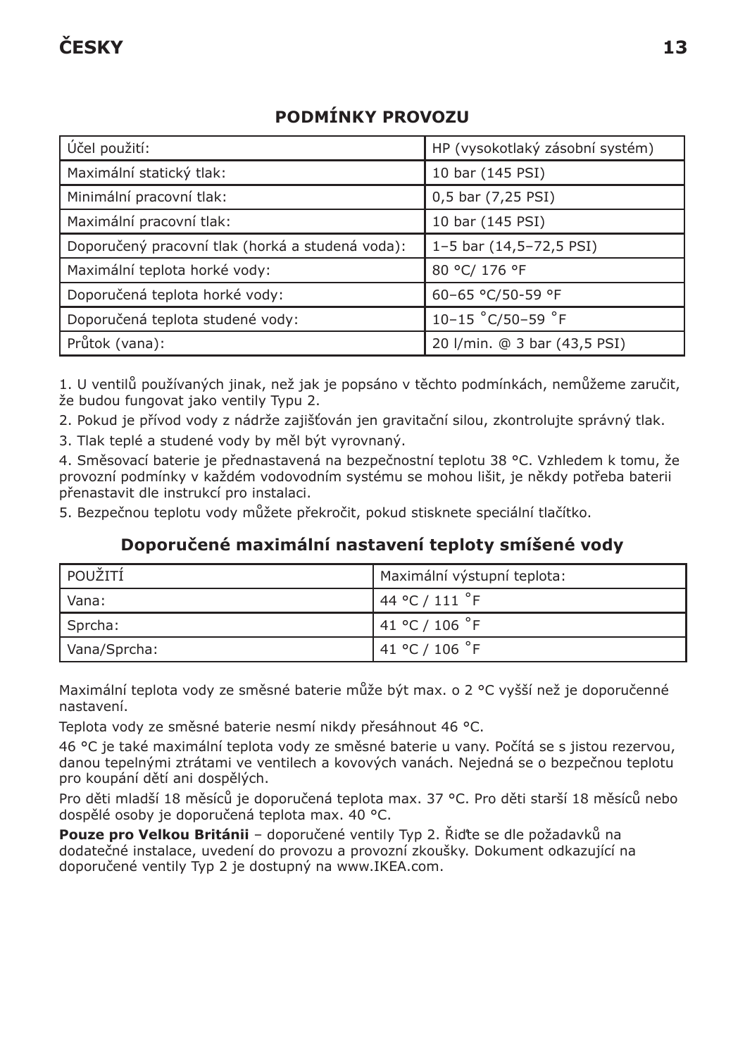## PODMÍNKY PROVOZU

| Účel použití: | HP (vysokotlaký zásobní systém) |
|---|---|
| Maximální statický tlak: | 10 bar (145 PSI) |
| Minimální pracovní tlak: | 0,5 bar (7,25 PSI) |
| Maximální pracovní tlak: | 10 bar (145 PSI) |
| Doporučený pracovní tlak (horká a studená voda): | 1–5 bar (14,5–72,5 PSI) |
| Maximální teplota horké vody: | 80 °C/ 176 °F |
| Doporučená teplota horké vody: | 60–65 °C/50-59 °F |
| Doporučená teplota studené vody: | 10–15 ˚C/50–59 ˚F |
| Průtok (vana): | 20 l/min. @ 3 bar (43,5 PSI) |

1. U ventilů používaných jinak, než jak je popsáno v těchto podmínkách, nemůžeme zaručit, že budou fungovat jako ventily Typu 2.
2. Pokud je přívod vody z nádrže zajišťován jen gravitační silou, zkontrolujte správný tlak.
3. Tlak teplé a studené vody by měl být vyrovnaný.
4. Směsovací baterie je přednastavená na bezpečnostní teplotu 38 °C. Vzhledem k tomu, že provozní podmínky v každém vodovodním systému se mohou lišit, je někdy potřeba baterii přenastavit dle instrukcí pro instalaci.
5. Bezpečnou teplotu vody můžete překročit, pokud stisknete speciální tlačítko.

### Doporučené maximální nastavení teploty smíšené vody

| POUŽITÍ | Maximální výstupní teplota: |
|---|---|
| Vana: | 44 °C / 111 ˚F |
| Sprcha: | 41 °C / 106 ˚F |
| Vana/Sprcha: | 41 °C / 106 ˚F |

Maximální teplota vody ze směsné baterie může být max. o 2 °C vyšší než je doporučenné nastavení.

Teplota vody ze směsné baterie nesmí nikdy přesáhnout 46 °C.

46 °C je také maximální teplota vody ze směsné baterie u vany. Počítá se s jistou rezervou, danou tepelnými ztrátami ve ventilech a kovových vanách. Nejedná se o bezpečnou teplotu pro koupání dětí ani dospělých.

Pro děti mladší 18 měsíců je doporučená teplota max. 37 °C. Pro děti starší 18 měsíců nebo dospělé osoby je doporučená teplota max. 40 °C.

**Pouze pro Velkou Británii** – doporučené ventily Typ 2. Řiďte se dle požadavků na dodatečné instalace, uvedení do provozu a provozní zkoušky. Dokument odkazující na doporučené ventily Typ 2 je dostupný na www.IKEA.com.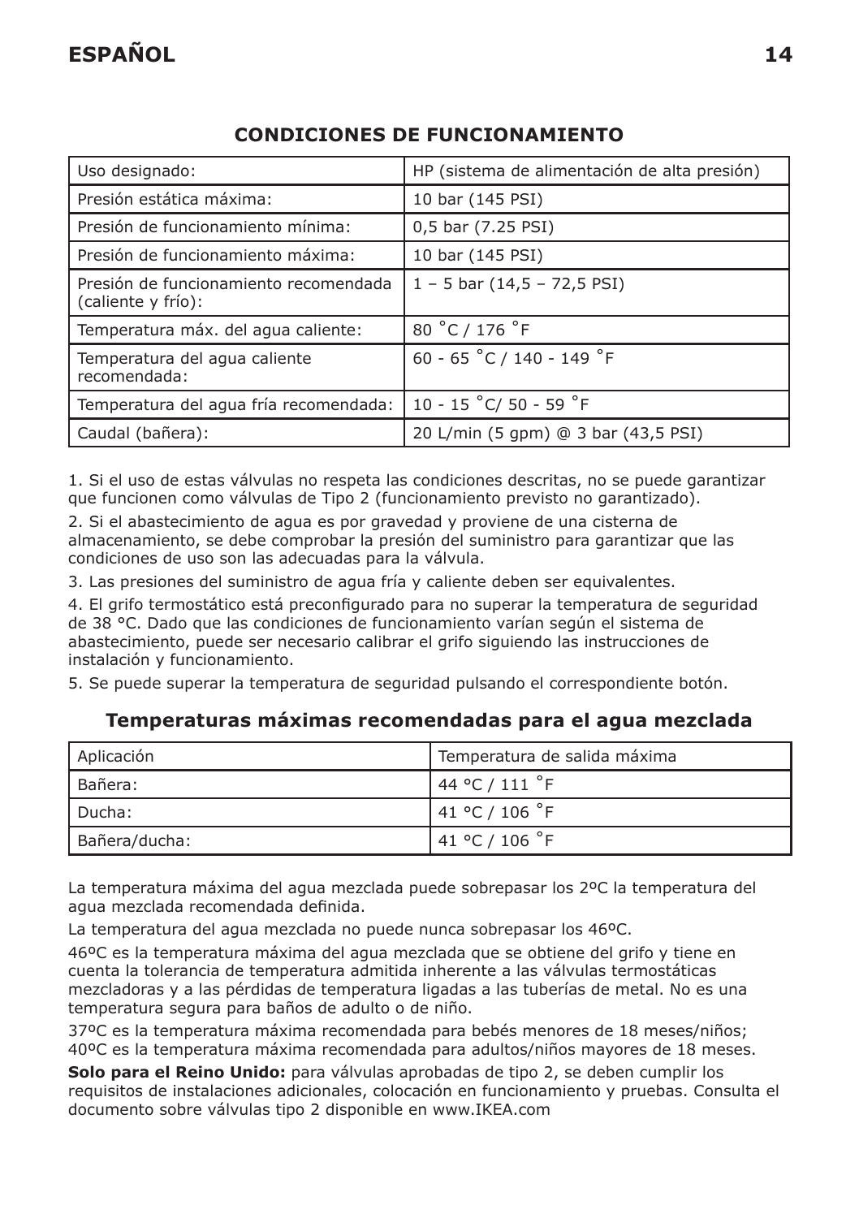## CONDICIONES DE FUNCIONAMIENTO

| | |
|---|---|
| Uso designado: | HP (sistema de alimentación de alta presión) |
| Presión estática máxima: | 10 bar (145 PSI) |
| Presión de funcionamiento mínima: | 0,5 bar (7.25 PSI) |
| Presión de funcionamiento máxima: | 10 bar (145 PSI) |
| Presión de funcionamiento recomendada (caliente y frío): | 1 – 5 bar (14,5 – 72,5 PSI) |
| Temperatura máx. del agua caliente: | 80 ˚C / 176 ˚F |
| Temperatura del agua caliente recomendada: | 60 - 65 ˚C / 140 - 149 ˚F |
| Temperatura del agua fría recomendada: | 10 - 15 ˚C/ 50 - 59 ˚F |
| Caudal (bañera): | 20 L/min (5 gpm) @ 3 bar (43,5 PSI) |

1. Si el uso de estas válvulas no respeta las condiciones descritas, no se puede garantizar que funcionen como válvulas de Tipo 2 (funcionamiento previsto no garantizado).
2. Si el abastecimiento de agua es por gravedad y proviene de una cisterna de almacenamiento, se debe comprobar la presión del suministro para garantizar que las condiciones de uso son las adecuadas para la válvula.
3. Las presiones del suministro de agua fría y caliente deben ser equivalentes.
4. El grifo termostático está preconfigurado para no superar la temperatura de seguridad de 38 °C. Dado que las condiciones de funcionamiento varían según el sistema de abastecimiento, puede ser necesario calibrar el grifo siguiendo las instrucciones de instalación y funcionamiento.
5. Se puede superar la temperatura de seguridad pulsando el correspondiente botón.

### Temperaturas máximas recomendadas para el agua mezclada

| Aplicación | Temperatura de salida máxima |
|---|---|
| Bañera: | 44 °C / 111 ˚F |
| Ducha: | 41 °C / 106 ˚F |
| Bañera/ducha: | 41 °C / 106 ˚F |

La temperatura máxima del agua mezclada puede sobrepasar los 2ºC la temperatura del agua mezclada recomendada definida.

La temperatura del agua mezclada no puede nunca sobrepasar los 46ºC.

46ºC es la temperatura máxima del agua mezclada que se obtiene del grifo y tiene en cuenta la tolerancia de temperatura admitida inherente a las válvulas termostáticas mezcladoras y a las pérdidas de temperatura ligadas a las tuberías de metal. No es una temperatura segura para baños de adulto o de niño.

37ºC es la temperatura máxima recomendada para bebés menores de 18 meses/niños; 40ºC es la temperatura máxima recomendada para adultos/niños mayores de 18 meses.

**Solo para el Reino Unido:** para válvulas aprobadas de tipo 2, se deben cumplir los requisitos de instalaciones adicionales, colocación en funcionamiento y pruebas. Consulta el documento sobre válvulas tipo 2 disponible en www.IKEA.com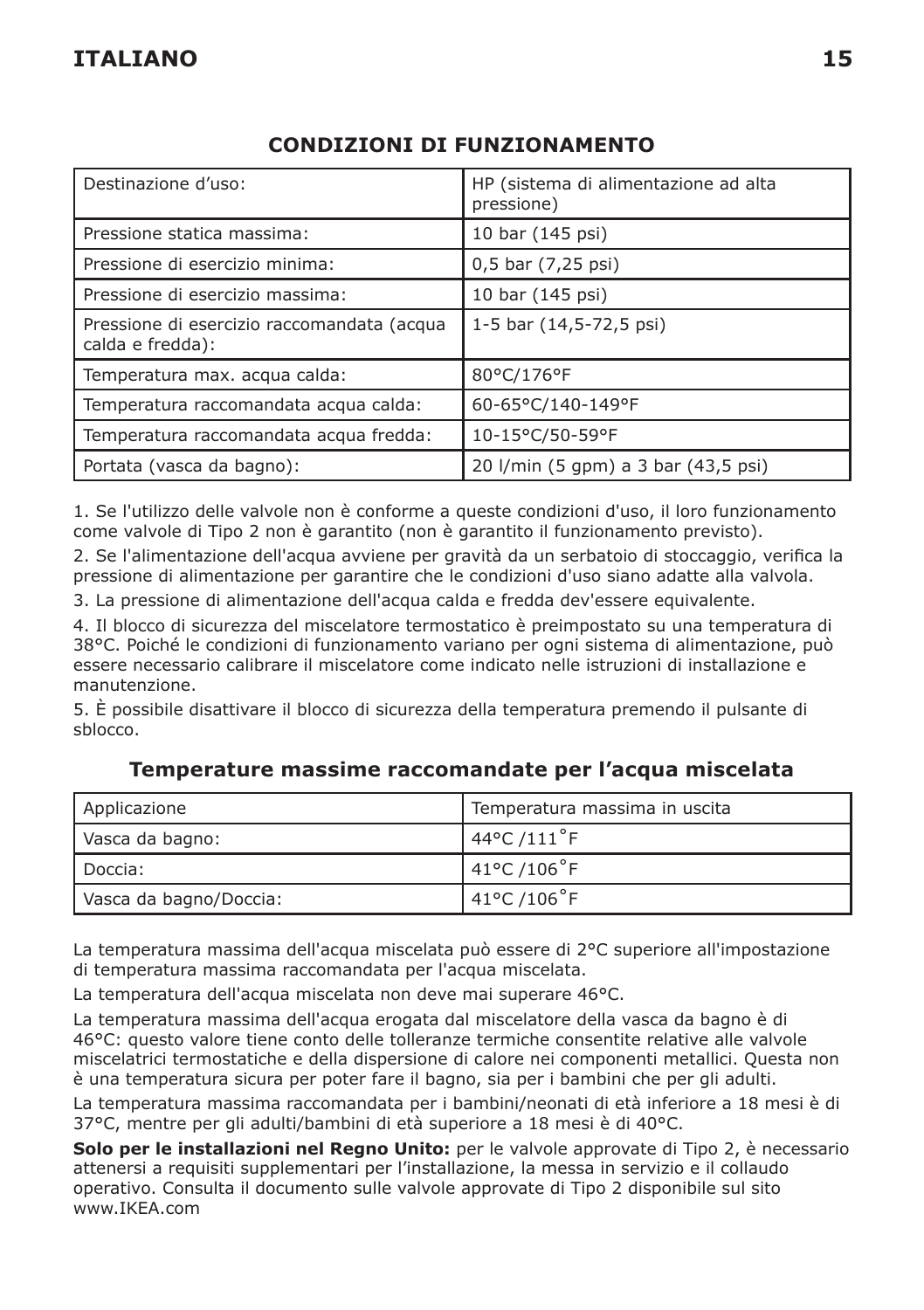## CONDIZIONI DI FUNZIONAMENTO

| Destinazione d'uso: | HP (sistema di alimentazione ad alta pressione) |
|---|---|
| Pressione statica massima: | 10 bar (145 psi) |
| Pressione di esercizio minima: | 0,5 bar (7,25 psi) |
| Pressione di esercizio massima: | 10 bar (145 psi) |
| Pressione di esercizio raccomandata (acqua calda e fredda): | 1-5 bar (14,5-72,5 psi) |
| Temperatura max. acqua calda: | 80°C/176°F |
| Temperatura raccomandata acqua calda: | 60-65°C/140-149°F |
| Temperatura raccomandata acqua fredda: | 10-15°C/50-59°F |
| Portata (vasca da bagno): | 20 l/min (5 gpm) a 3 bar (43,5 psi) |

1. Se l'utilizzo delle valvole non è conforme a queste condizioni d'uso, il loro funzionamento come valvole di Tipo 2 non è garantito (non è garantito il funzionamento previsto).
2. Se l'alimentazione dell'acqua avviene per gravità da un serbatoio di stoccaggio, verifica la pressione di alimentazione per garantire che le condizioni d'uso siano adatte alla valvola.
3. La pressione di alimentazione dell'acqua calda e fredda dev'essere equivalente.
4. Il blocco di sicurezza del miscelatore termostatico è preimpostato su una temperatura di 38°C. Poiché le condizioni di funzionamento variano per ogni sistema di alimentazione, può essere necessario calibrare il miscelatore come indicato nelle istruzioni di installazione e manutenzione.
5. È possibile disattivare il blocco di sicurezza della temperatura premendo il pulsante di sblocco.

### Temperature massime raccomandate per l'acqua miscelata

| Applicazione | Temperatura massima in uscita |
|---|---|
| Vasca da bagno: | 44°C /111˚F |
| Doccia: | 41°C /106˚F |
| Vasca da bagno/Doccia: | 41°C /106˚F |

La temperatura massima dell'acqua miscelata può essere di 2°C superiore all'impostazione di temperatura massima raccomandata per l'acqua miscelata.

La temperatura dell'acqua miscelata non deve mai superare 46°C.

La temperatura massima dell'acqua erogata dal miscelatore della vasca da bagno è di 46°C: questo valore tiene conto delle tolleranze termiche consentite relative alle valvole miscelatrici termostatiche e della dispersione di calore nei componenti metallici. Questa non è una temperatura sicura per poter fare il bagno, sia per i bambini che per gli adulti.

La temperatura massima raccomandata per i bambini/neonati di età inferiore a 18 mesi è di 37°C, mentre per gli adulti/bambini di età superiore a 18 mesi è di 40°C.

**Solo per le installazioni nel Regno Unito:** per le valvole approvate di Tipo 2, è necessario attenersi a requisiti supplementari per l'installazione, la messa in servizio e il collaudo operativo. Consulta il documento sulle valvole approvate di Tipo 2 disponibile sul sito www.IKEA.com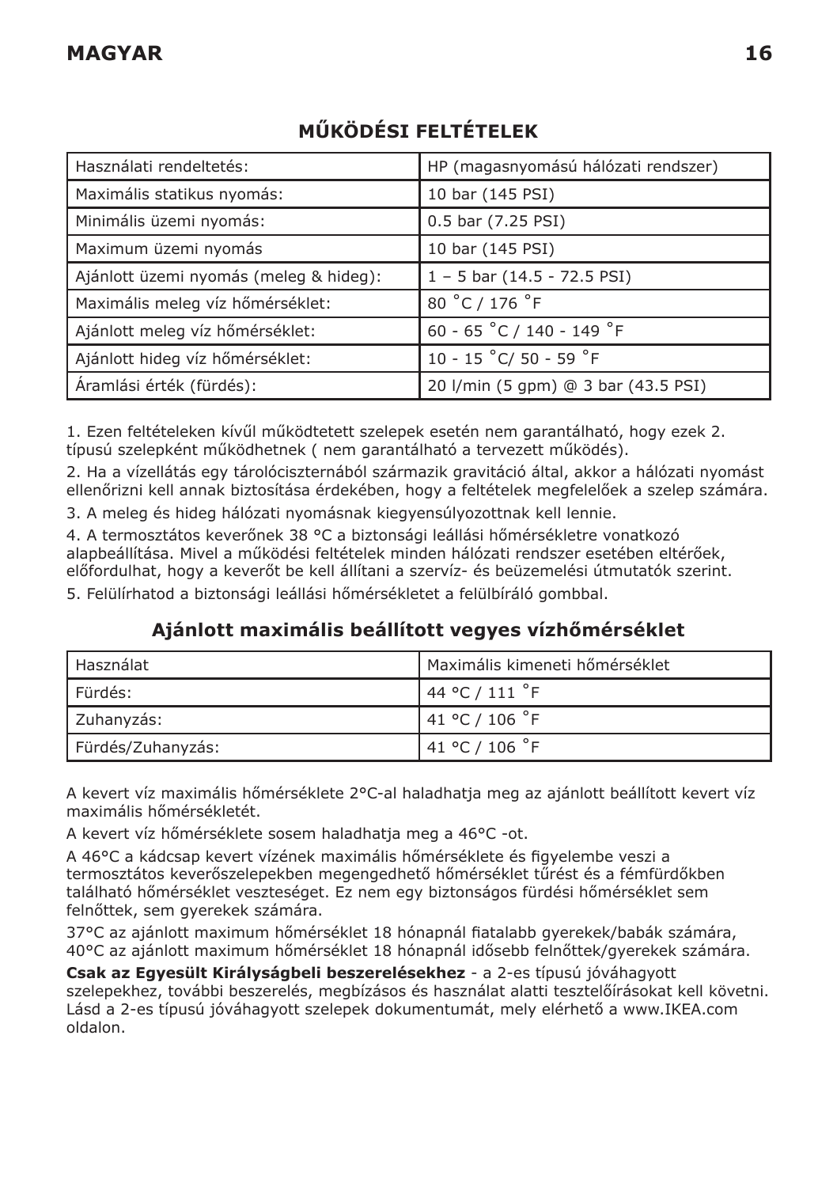## MŰKÖDÉSI FELTÉTELEK

| Használati rendeltetés: | HP (magasnyomású hálózati rendszer) |
|---|---|
| Maximális statikus nyomás: | 10 bar (145 PSI) |
| Minimális üzemi nyomás: | 0.5 bar (7.25 PSI) |
| Maximum üzemi nyomás | 10 bar (145 PSI) |
| Ajánlott üzemi nyomás (meleg & hideg): | 1 – 5 bar (14.5 - 72.5 PSI) |
| Maximális meleg víz hőmérséklet: | 80 ˚C / 176 ˚F |
| Ajánlott meleg víz hőmérséklet: | 60 - 65 ˚C / 140 - 149 ˚F |
| Ajánlott hideg víz hőmérséklet: | 10 - 15 ˚C/ 50 - 59 ˚F |
| Áramlási érték (fürdés): | 20 l/min (5 gpm) @ 3 bar (43.5 PSI) |

1. Ezen feltételeken kívűl működtetett szelepek esetén nem garantálható, hogy ezek 2. típusú szelepként működhetnek ( nem garantálható a tervezett működés).

2. Ha a vízellátás egy tárolóciszternából származik gravitáció által, akkor a hálózati nyomást ellenőrizni kell annak biztosítása érdekében, hogy a feltételek megfelelőek a szelep számára.

3. A meleg és hideg hálózati nyomásnak kiegyensúlyozottnak kell lennie.

4. A termosztátos keverőnek 38 °C a biztonsági leállási hőmérsékletre vonatkozó alapbeállítása. Mivel a működési feltételek minden hálózati rendszer esetében eltérőek, előfordulhat, hogy a keverőt be kell állítani a szervíz- és beüzemelési útmutatók szerint.

5. Felülírhatod a biztonsági leállási hőmérsékletet a felülbíráló gombbal.

## Ajánlott maximális beállított vegyes vízhőmérséklet

| Használat | Maximális kimeneti hőmérséklet |
|---|---|
| Fürdés: | 44 °C / 111 ˚F |
| Zuhanyzás: | 41 °C / 106 ˚F |
| Fürdés/Zuhanyzás: | 41 °C / 106 ˚F |

A kevert víz maximális hőmérséklete 2°C-al haladhatja meg az ajánlott beállított kevert víz maximális hőmérsékletét.

A kevert víz hőmérséklete sosem haladhatja meg a 46°C -ot.

A 46°C a kádcsap kevert vízének maximális hőmérséklete és figyelembe veszi a termosztátos keverőszelepekben megengedhető hőmérséklet tűrést és a fémfürdőkben található hőmérséklet veszteséget. Ez nem egy biztonságos fürdési hőmérséklet sem felnőttek, sem gyerekek számára.

37°C az ajánlott maximum hőmérséklet 18 hónapnál fiatalabb gyerekek/babák számára, 40°C az ajánlott maximum hőmérséklet 18 hónapnál idősebb felnőttek/gyerekek számára.

**Csak az Egyesült Királyságbeli beszerelésekhez** - a 2-es típusú jóváhagyott szelepekhez, további beszerelés, megbízásos és használat alatti tesztelőírásokat kell követni. Lásd a 2-es típusú jóváhagyott szelepek dokumentumát, mely elérhető a www.IKEA.com oldalon.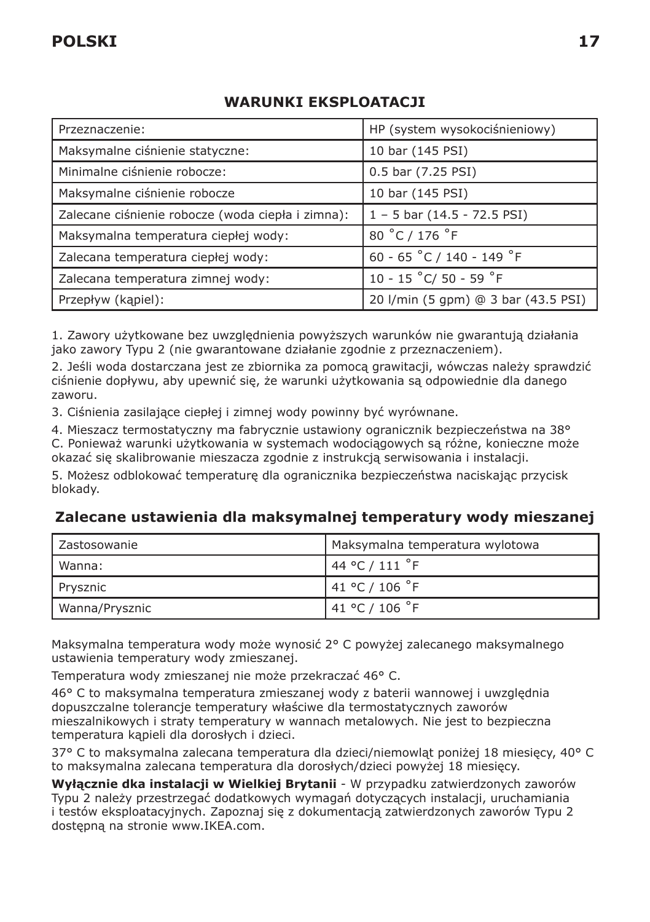## WARUNKI EKSPLOATACJI

| Przeznaczenie: | HP (system wysokociśnieniowy) |
|---|---|
| Maksymalne ciśnienie statyczne: | 10 bar (145 PSI) |
| Minimalne ciśnienie robocze: | 0.5 bar (7.25 PSI) |
| Maksymalne ciśnienie robocze | 10 bar (145 PSI) |
| Zalecane ciśnienie robocze (woda ciepła i zimna): | 1 – 5 bar (14.5 - 72.5 PSI) |
| Maksymalna temperatura ciepłej wody: | 80 ˚C / 176 ˚F |
| Zalecana temperatura ciepłej wody: | 60 - 65 ˚C / 140 - 149 ˚F |
| Zalecana temperatura zimnej wody: | 10 - 15 ˚C/ 50 - 59 ˚F |
| Przepływ (kąpiel): | 20 l/min (5 gpm) @ 3 bar (43.5 PSI) |

1. Zawory użytkowane bez uwzględnienia powyższych warunków nie gwarantują działania jako zawory Typu 2 (nie gwarantowane działanie zgodnie z przeznaczeniem).

2. Jeśli woda dostarczana jest ze zbiornika za pomocą grawitacji, wówczas należy sprawdzić ciśnienie dopływu, aby upewnić się, że warunki użytkowania są odpowiednie dla danego zaworu.

3. Ciśnienia zasilające ciepłej i zimnej wody powinny być wyrównane.

4. Mieszacz termostatyczny ma fabrycznie ustawiony ogranicznik bezpieczeństwa na 38° C. Ponieważ warunki użytkowania w systemach wodociągowych są różne, konieczne może okazać się skalibrowanie mieszacza zgodnie z instrukcją serwisowania i instalacji.

5. Możesz odblokować temperaturę dla ogranicznika bezpieczeństwa naciskając przycisk blokady.

## Zalecane ustawienia dla maksymalnej temperatury wody mieszanej

| Zastosowanie | Maksymalna temperatura wylotowa |
|---|---|
| Wanna: | 44 °C / 111 ˚F |
| Prysznic | 41 °C / 106 ˚F |
| Wanna/Prysznic | 41 °C / 106 ˚F |

Maksymalna temperatura wody może wynosić 2° C powyżej zalecanego maksymalnego ustawienia temperatury wody zmieszanej.

Temperatura wody zmieszanej nie może przekraczać 46° C.

46° C to maksymalna temperatura zmieszanej wody z baterii wannowej i uwzględnia dopuszczalne tolerancje temperatury właściwe dla termostatycznych zaworów mieszalnikowych i straty temperatury w wannach metalowych. Nie jest to bezpieczna temperatura kąpieli dla dorosłych i dzieci.

37° C to maksymalna zalecana temperatura dla dzieci/niemowląt poniżej 18 miesięcy, 40° C to maksymalna zalecana temperatura dla dorosłych/dzieci powyżej 18 miesięcy.

**Wyłącznie dka instalacji w Wielkiej Brytanii** - W przypadku zatwierdzonych zaworów Typu 2 należy przestrzegać dodatkowych wymagań dotyczących instalacji, uruchamiania i testów eksploatacyjnych. Zapoznaj się z dokumentacją zatwierdzonych zaworów Typu 2 dostępną na stronie www.IKEA.com.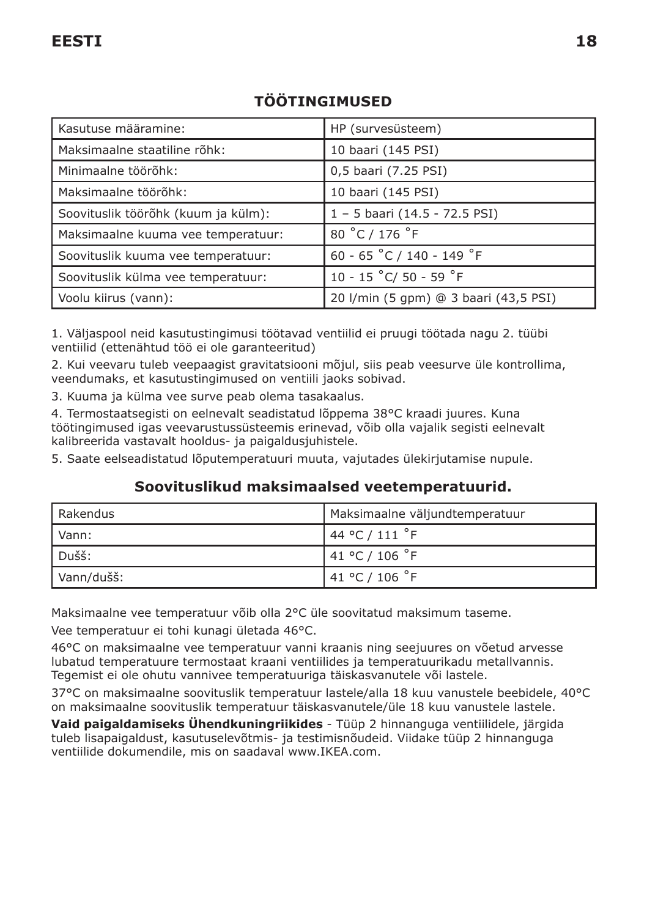## TÖÖTINGIMUSED

| Kasutuse määramine: | HP (survesüsteem) |
|---|---|
| Maksimaalne staatiline rõhk: | 10 baari (145 PSI) |
| Minimaalne töörõhk: | 0,5 baari (7.25 PSI) |
| Maksimaalne töörõhk: | 10 baari (145 PSI) |
| Soovituslik töörõhk (kuum ja külm): | 1 – 5 baari (14.5 - 72.5 PSI) |
| Maksimaalne kuuma vee temperatuur: | 80 ˚C / 176 ˚F |
| Soovituslik kuuma vee temperatuur: | 60 - 65 ˚C / 140 - 149 ˚F |
| Soovituslik külma vee temperatuur: | 10 - 15 ˚C/ 50 - 59 ˚F |
| Voolu kiirus (vann): | 20 l/min (5 gpm) @ 3 baari (43,5 PSI) |

1. Väljaspool neid kasutustingimusi töötavad ventiilid ei pruugi töötada nagu 2. tüübi ventiilid (ettenähtud töö ei ole garanteeritud)

2. Kui veevaru tuleb veepaagist gravitatsiooni mõjul, siis peab veesurve üle kontrollima, veendumaks, et kasutustingimused on ventiili jaoks sobivad.

3. Kuuma ja külma vee surve peab olema tasakaalus.

4. Termostaatsegisti on eelnevalt seadistatud lõppema 38°C kraadi juures. Kuna töötingimused igas veevarustussüsteemis erinevad, võib olla vajalik segisti eelnevalt kalibreerida vastavalt hooldus- ja paigaldusjuhistele.

5. Saate eelseadistatud lõputemperatuuri muuta, vajutades ülekirjutamise nupule.

## Soovituslikud maksimaalsed veetemperatuurid.

| Rakendus | Maksimaalne väljundtemperatuur |
|---|---|
| Vann: | 44 °C / 111 ˚F |
| Dušš: | 41 °C / 106 ˚F |
| Vann/dušš: | 41 °C / 106 ˚F |

Maksimaalne vee temperatuur võib olla 2°C üle soovitatud maksimum taseme.

Vee temperatuur ei tohi kunagi ületada 46°C.

46°C on maksimaalne vee temperatuur vanni kraanis ning seejuures on võetud arvesse lubatud temperatuure termostaat kraani ventiilides ja temperatuurikadu metallvannis. Tegemist ei ole ohutu vannivee temperatuuriga täiskasvanutele või lastele.

37°C on maksimaalne soovituslik temperatuur lastele/alla 18 kuu vanustele beebidele, 40°C on maksimaalne soovituslik temperatuur täiskasvanutele/üle 18 kuu vanustele lastele.

**Vaid paigaldamiseks Ühendkuningriikides** - Tüüp 2 hinnanguga ventiilidele, järgida tuleb lisapaigaldust, kasutuselevõtmis- ja testimisnõudeid. Viidake tüüp 2 hinnanguga ventiilide dokumendile, mis on saadaval www.IKEA.com.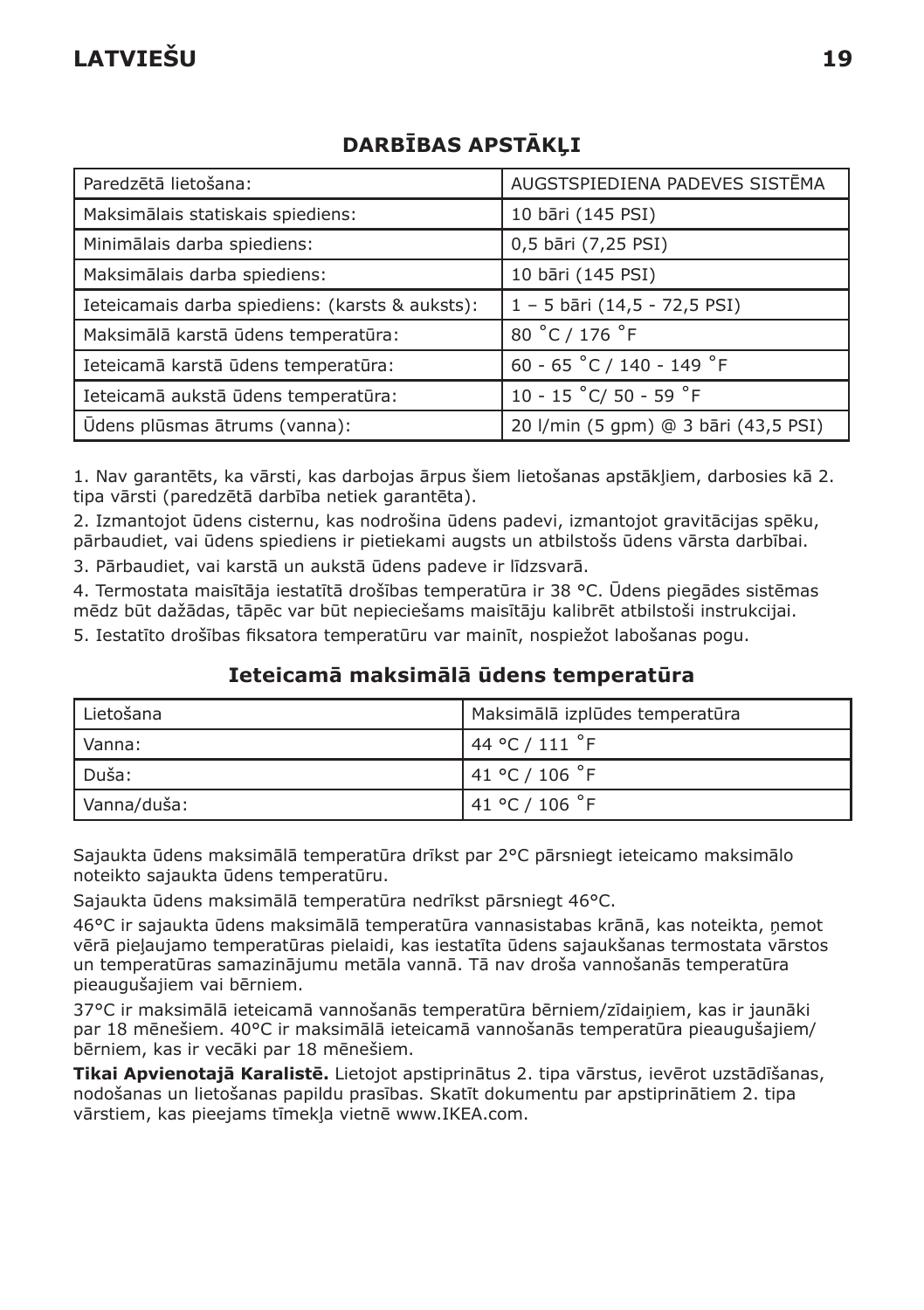## DARBĪBAS APSTĀKĻI

| Paredzētā lietošana: | AUGSTSPIEDIENA PADEVES SISTĒMA |
|---|---|
| Maksimālais statiskais spiediens: | 10 bāri (145 PSI) |
| Minimālais darba spiediens: | 0,5 bāri (7,25 PSI) |
| Maksimālais darba spiediens: | 10 bāri (145 PSI) |
| Ieteicamais darba spiediens: (karsts & auksts): | 1 – 5 bāri (14,5 - 72,5 PSI) |
| Maksimālā karstā ūdens temperatūra: | 80 ˚C / 176 ˚F |
| Ieteicamā karstā ūdens temperatūra: | 60 - 65 ˚C / 140 - 149 ˚F |
| Ieteicamā aukstā ūdens temperatūra: | 10 - 15 ˚C/ 50 - 59 ˚F |
| Ūdens plūsmas ātrums (vanna): | 20 l/min (5 gpm) @ 3 bāri (43,5 PSI) |

1. Nav garantēts, ka vārsti, kas darbojas ārpus šiem lietošanas apstākļiem, darbosies kā 2. tipa vārsti (paredzētā darbība netiek garantēta).

2. Izmantojot ūdens cisternu, kas nodrošina ūdens padevi, izmantojot gravitācijas spēku, pārbaudiet, vai ūdens spiediens ir pietiekami augsts un atbilstošs ūdens vārsta darbībai.

3. Pārbaudiet, vai karstā un aukstā ūdens padeve ir līdzsvarā.

4. Termostata maisītāja iestatītā drošības temperatūra ir 38 °C. Ūdens piegādes sistēmas mēdz būt dažādas, tāpēc var būt nepieciešams maisītāju kalibrēt atbilstoši instrukcijai.

5. Iestatīto drošības fiksatora temperatūru var mainīt, nospiežot labošanas pogu.

### Ieteicamā maksimālā ūdens temperatūra

| Lietošana | Maksimālā izplūdes temperatūra |
|---|---|
| Vanna: | 44 °C / 111 ˚F |
| Duša: | 41 °C / 106 ˚F |
| Vanna/duša: | 41 °C / 106 ˚F |

Sajaukta ūdens maksimālā temperatūra drīkst par 2°C pārsniegt ieteicamo maksimālo noteikto sajaukta ūdens temperatūru.

Sajaukta ūdens maksimālā temperatūra nedrīkst pārsniegt 46°C.

46°C ir sajaukta ūdens maksimālā temperatūra vannasistabas krānā, kas noteikta, ņemot vērā pieļaujamo temperatūras pielaidi, kas iestatīta ūdens sajaukšanas termostata vārstos un temperatūras samazinājumu metāla vannā. Tā nav droša vannošanās temperatūra pieaugušajiem vai bērniem.

37°C ir maksimālā ieteicamā vannošanās temperatūra bērniem/zīdaiņiem, kas ir jaunāki par 18 mēnešiem. 40°C ir maksimālā ieteicamā vannošanās temperatūra pieaugušajiem/ bērniem, kas ir vecāki par 18 mēnešiem.

**Tikai Apvienotajā Karalistē.** Lietojot apstiprinātus 2. tipa vārstus, ievērot uzstādīšanas, nodošanas un lietošanas papildu prasības. Skatīt dokumentu par apstiprinātiem 2. tipa vārstiem, kas pieejams tīmekļa vietnē www.IKEA.com.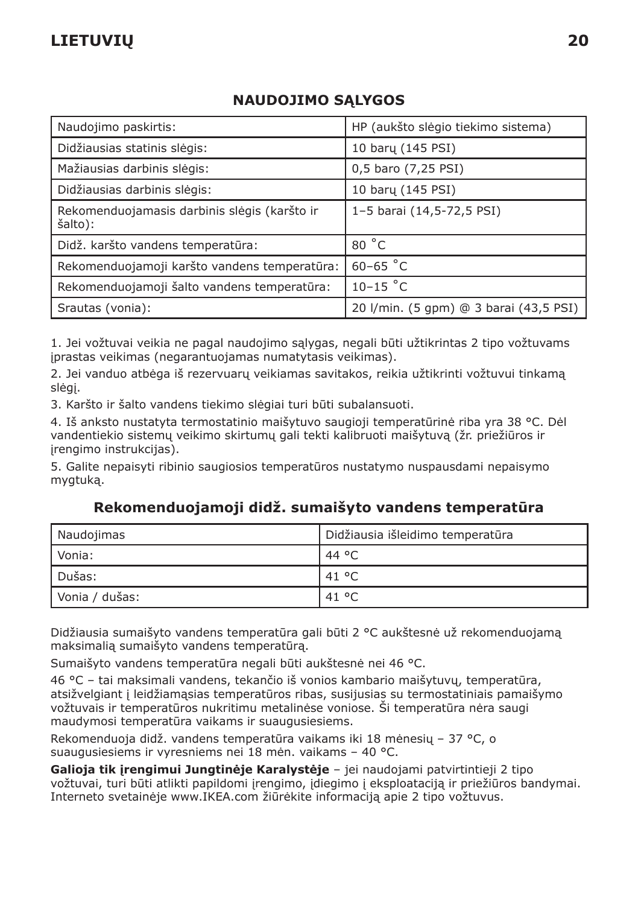## NAUDOJIMO SĄLYGOS

| Naudojimo paskirtis: | HP (aukšto slėgio tiekimo sistema) |
|---|---|
| Didžiausias statinis slėgis: | 10 barų (145 PSI) |
| Mažiausias darbinis slėgis: | 0,5 baro (7,25 PSI) |
| Didžiausias darbinis slėgis: | 10 barų (145 PSI) |
| Rekomenduojamasis darbinis slėgis (karšto ir šalto): | 1–5 barai (14,5-72,5 PSI) |
| Didž. karšto vandens temperatūra: | 80 ˚C |
| Rekomenduojamoji karšto vandens temperatūra: | 60–65 ˚C |
| Rekomenduojamoji šalto vandens temperatūra: | 10–15 ˚C |
| Srautas (vonia): | 20 l/min. (5 gpm) @ 3 barai (43,5 PSI) |

1. Jei vožtuvai veikia ne pagal naudojimo sąlygas, negali būti užtikrintas 2 tipo vožtuvams įprastas veikimas (negarantuojamas numatytasis veikimas).

2. Jei vanduo atbėga iš rezervuarų veikiamas savitakos, reikia užtikrinti vožtuvui tinkamą slėgį.

3. Karšto ir šalto vandens tiekimo slėgiai turi būti subalansuoti.

4. Iš anksto nustatyta termostatinio maišytuvo saugioji temperatūrinė riba yra 38 °C. Dėl vandentiekio sistemų veikimo skirtumų gali tekti kalibruoti maišytuvą (žr. priežiūros ir įrengimo instrukcijas).

5. Galite nepaisyti ribinio saugiosios temperatūros nustatymo nuspausdami nepaisymo mygtuką.

## Rekomenduojamoji didž. sumaišyto vandens temperatūra

| Naudojimas | Didžiausia išleidimo temperatūra |
|---|---|
| Vonia: | 44 °C |
| Dušas: | 41 °C |
| Vonia / dušas: | 41 °C |

Didžiausia sumaišyto vandens temperatūra gali būti 2 °C aukštesnė už rekomenduojamą maksimalią sumaišyto vandens temperatūrą.

Sumaišyto vandens temperatūra negali būti aukštesnė nei 46 °C.

46 °C – tai maksimali vandens, tekančio iš vonios kambario maišytuvų, temperatūra, atsižvelgiant į leidžiamąsias temperatūros ribas, susijusias su termostatiniais pamaišymo vožtuvais ir temperatūros nukritimu metalinėse voniose. Ši temperatūra nėra saugi maudymosi temperatūra vaikams ir suaugusiesiems.

Rekomenduoja didž. vandens temperatūra vaikams iki 18 mėnesių – 37 °C, o suaugusiesiems ir vyresniems nei 18 mėn. vaikams – 40 °C.

**Galioja tik įrengimui Jungtinėje Karalystėje** – jei naudojami patvirtintieji 2 tipo vožtuvai, turi būti atlikti papildomi įrengimo, įdiegimo į eksploataciją ir priežiūros bandymai. Interneto svetainėje www.IKEA.com žiūrėkite informaciją apie 2 tipo vožtuvus.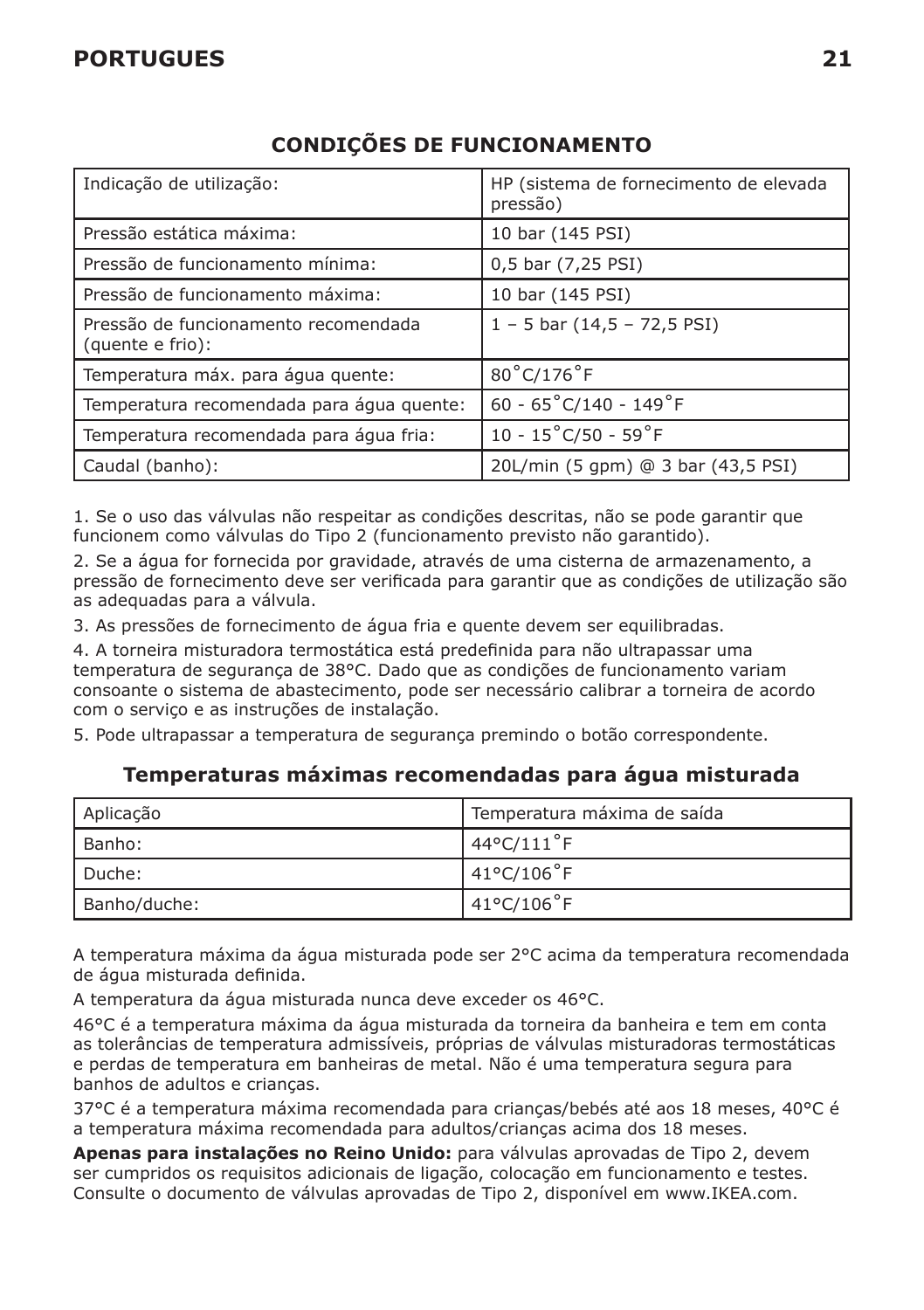## CONDIÇÕES DE FUNCIONAMENTO

| | |
|---|---|
| Indicação de utilização: | HP (sistema de fornecimento de elevada pressão) |
| Pressão estática máxima: | 10 bar (145 PSI) |
| Pressão de funcionamento mínima: | 0,5 bar (7,25 PSI) |
| Pressão de funcionamento máxima: | 10 bar (145 PSI) |
| Pressão de funcionamento recomendada (quente e frio): | 1 – 5 bar (14,5 – 72,5 PSI) |
| Temperatura máx. para água quente: | 80˚C/176˚F |
| Temperatura recomendada para água quente: | 60 - 65˚C/140 - 149˚F |
| Temperatura recomendada para água fria: | 10 - 15˚C/50 - 59˚F |
| Caudal (banho): | 20L/min (5 gpm) @ 3 bar (43,5 PSI) |

1. Se o uso das válvulas não respeitar as condições descritas, não se pode garantir que funcionem como válvulas do Tipo 2 (funcionamento previsto não garantido).

2. Se a água for fornecida por gravidade, através de uma cisterna de armazenamento, a pressão de fornecimento deve ser verificada para garantir que as condições de utilização são as adequadas para a válvula.

3. As pressões de fornecimento de água fria e quente devem ser equilibradas.

4. A torneira misturadora termostática está predefinida para não ultrapassar uma temperatura de segurança de 38°C. Dado que as condições de funcionamento variam consoante o sistema de abastecimento, pode ser necessário calibrar a torneira de acordo com o serviço e as instruções de instalação.

5. Pode ultrapassar a temperatura de segurança premindo o botão correspondente.

### Temperaturas máximas recomendadas para água misturada

| Aplicação | Temperatura máxima de saída |
|---|---|
| Banho: | 44°C/111˚F |
| Duche: | 41°C/106˚F |
| Banho/duche: | 41°C/106˚F |

A temperatura máxima da água misturada pode ser 2°C acima da temperatura recomendada de água misturada definida.

A temperatura da água misturada nunca deve exceder os 46°C.

46°C é a temperatura máxima da água misturada da torneira da banheira e tem em conta as tolerâncias de temperatura admissíveis, próprias de válvulas misturadoras termostáticas e perdas de temperatura em banheiras de metal. Não é uma temperatura segura para banhos de adultos e crianças.

37°C é a temperatura máxima recomendada para crianças/bebés até aos 18 meses, 40°C é a temperatura máxima recomendada para adultos/crianças acima dos 18 meses.

**Apenas para instalações no Reino Unido:** para válvulas aprovadas de Tipo 2, devem ser cumpridos os requisitos adicionais de ligação, colocação em funcionamento e testes. Consulte o documento de válvulas aprovadas de Tipo 2, disponível em www.IKEA.com.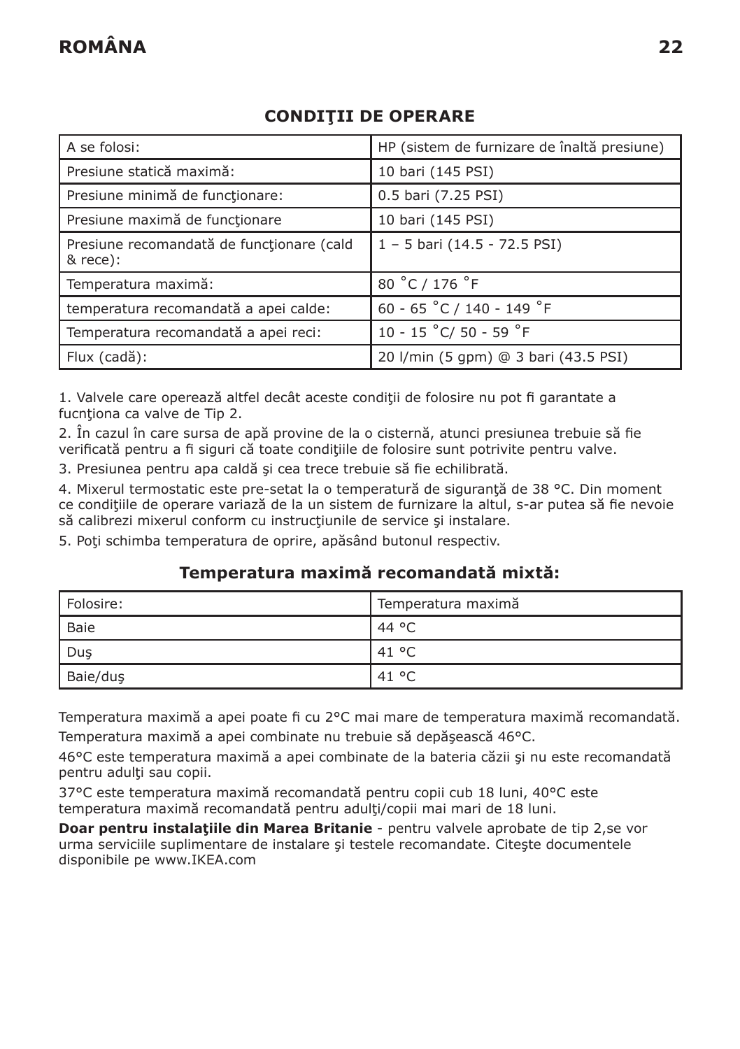## CONDIŢII DE OPERARE

| A se folosi: | HP (sistem de furnizare de înaltă presiune) |
|---|---|
| Presiune statică maximă: | 10 bari (145 PSI) |
| Presiune minimă de funcţionare: | 0.5 bari (7.25 PSI) |
| Presiune maximă de funcţionare | 10 bari (145 PSI) |
| Presiune recomandată de funcţionare (cald & rece): | 1 – 5 bari (14.5 - 72.5 PSI) |
| Temperatura maximă: | 80 ˚C / 176 ˚F |
| temperatura recomandată a apei calde: | 60 - 65 ˚C / 140 - 149 ˚F |
| Temperatura recomandată a apei reci: | 10 - 15 ˚C/ 50 - 59 ˚F |
| Flux (cadă): | 20 l/min (5 gpm) @ 3 bari (43.5 PSI) |

1. Valvele care operează altfel decât aceste condiţii de folosire nu pot fi garantate a fucnţiona ca valve de Tip 2.

2. În cazul în care sursa de apă provine de la o cisternă, atunci presiunea trebuie să fie verificată pentru a fi siguri că toate condiţiile de folosire sunt potrivite pentru valve.

3. Presiunea pentru apa caldă şi cea trece trebuie să fie echilibrată.

4. Mixerul termostatic este pre-setat la o temperatură de siguranţă de 38 °C. Din moment ce condiţiile de operare variază de la un sistem de furnizare la altul, s-ar putea să fie nevoie să calibrezi mixerul conform cu instrucţiunile de service şi instalare.

5. Poţi schimba temperatura de oprire, apăsând butonul respectiv.

### Temperatura maximă recomandată mixtă:

| Folosire: | Temperatura maximă |
|---|---|
| Baie | 44 °C |
| Duş | 41 °C |
| Baie/duş | 41 °C |

Temperatura maximă a apei poate fi cu 2°C mai mare de temperatura maximă recomandată.

Temperatura maximă a apei combinate nu trebuie să depăşească 46°C.

46°C este temperatura maximă a apei combinate de la bateria căzii şi nu este recomandată pentru adulţi sau copii.

37°C este temperatura maximă recomandată pentru copii cub 18 luni, 40°C este temperatura maximă recomandată pentru adulţi/copii mai mari de 18 luni.

**Doar pentru instalaţiile din Marea Britanie** - pentru valvele aprobate de tip 2,se vor urma serviciile suplimentare de instalare şi testele recomandate. Citeşte documentele disponibile pe www.IKEA.com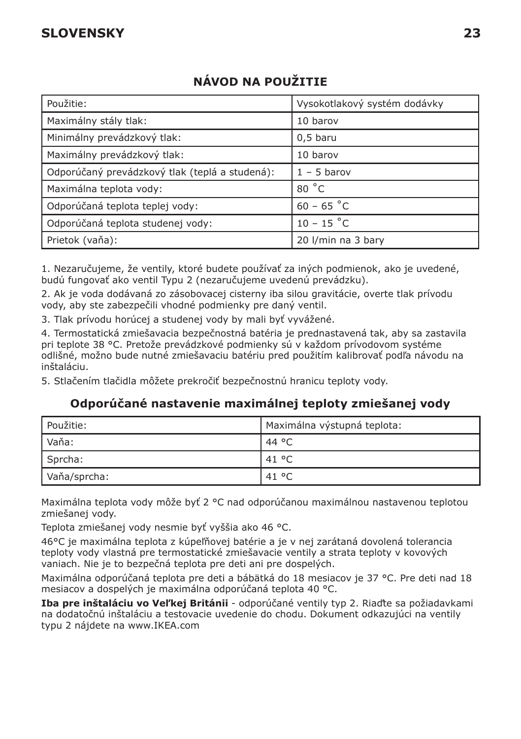## NÁVOD NA POUŽITIE

| Použitie: | Vysokotlakový systém dodávky |
|---|---|
| Maximálny stály tlak: | 10 barov |
| Minimálny prevádzkový tlak: | 0,5 baru |
| Maximálny prevádzkový tlak: | 10 barov |
| Odporúčaný prevádzkový tlak (teplá a studená): | 1 – 5 barov |
| Maximálna teplota vody: | 80 ˚C |
| Odporúčaná teplota teplej vody: | 60 – 65 ˚C |
| Odporúčaná teplota studenej vody: | 10 – 15 ˚C |
| Prietok (vaňa): | 20 l/min na 3 bary |

1. Nezaručujeme, že ventily, ktoré budete používať za iných podmienok, ako je uvedené, budú fungovať ako ventil Typu 2 (nezaručujeme uvedenú prevádzku).

2. Ak je voda dodávaná zo zásobovacej cisterny iba silou gravitácie, overte tlak prívodu vody, aby ste zabezpečili vhodné podmienky pre daný ventil.

3. Tlak prívodu horúcej a studenej vody by mali byť vyvážené.

4. Termostatická zmiešavacia bezpečnostná batéria je prednastavená tak, aby sa zastavila pri teplote 38 °C. Pretože prevádzkové podmienky sú v každom prívodovom systéme odlišné, možno bude nutné zmiešavaciu batériu pred použitím kalibrovať podľa návodu na inštaláciu.

5. Stlačením tlačidla môžete prekročiť bezpečnostnú hranicu teploty vody.

### Odporúčané nastavenie maximálnej teploty zmiešanej vody

| Použitie: | Maximálna výstupná teplota: |
|---|---|
| Vaňa: | 44 °C |
| Sprcha: | 41 °C |
| Vaňa/sprcha: | 41 °C |

Maximálna teplota vody môže byť 2 °C nad odporúčanou maximálnou nastavenou teplotou zmiešanej vody.

Teplota zmiešanej vody nesmie byť vyššia ako 46 °C.

46°C je maximálna teplota z kúpeľňovej batérie a je v nej zarátaná dovolená tolerancia teploty vody vlastná pre termostatické zmiešavacie ventily a strata teploty v kovových vaniach. Nie je to bezpečná teplota pre deti ani pre dospelých.

Maximálna odporúčaná teplota pre deti a bábätká do 18 mesiacov je 37 °C. Pre deti nad 18 mesiacov a dospelých je maximálna odporúčaná teplota 40 °C.

**Iba pre inštaláciu vo Veľkej Británii** - odporúčané ventily typ 2. Riaďte sa požiadavkami na dodatočnú inštaláciu a testovacie uvedenie do chodu. Dokument odkazujúci na ventily typu 2 nájdete na www.IKEA.com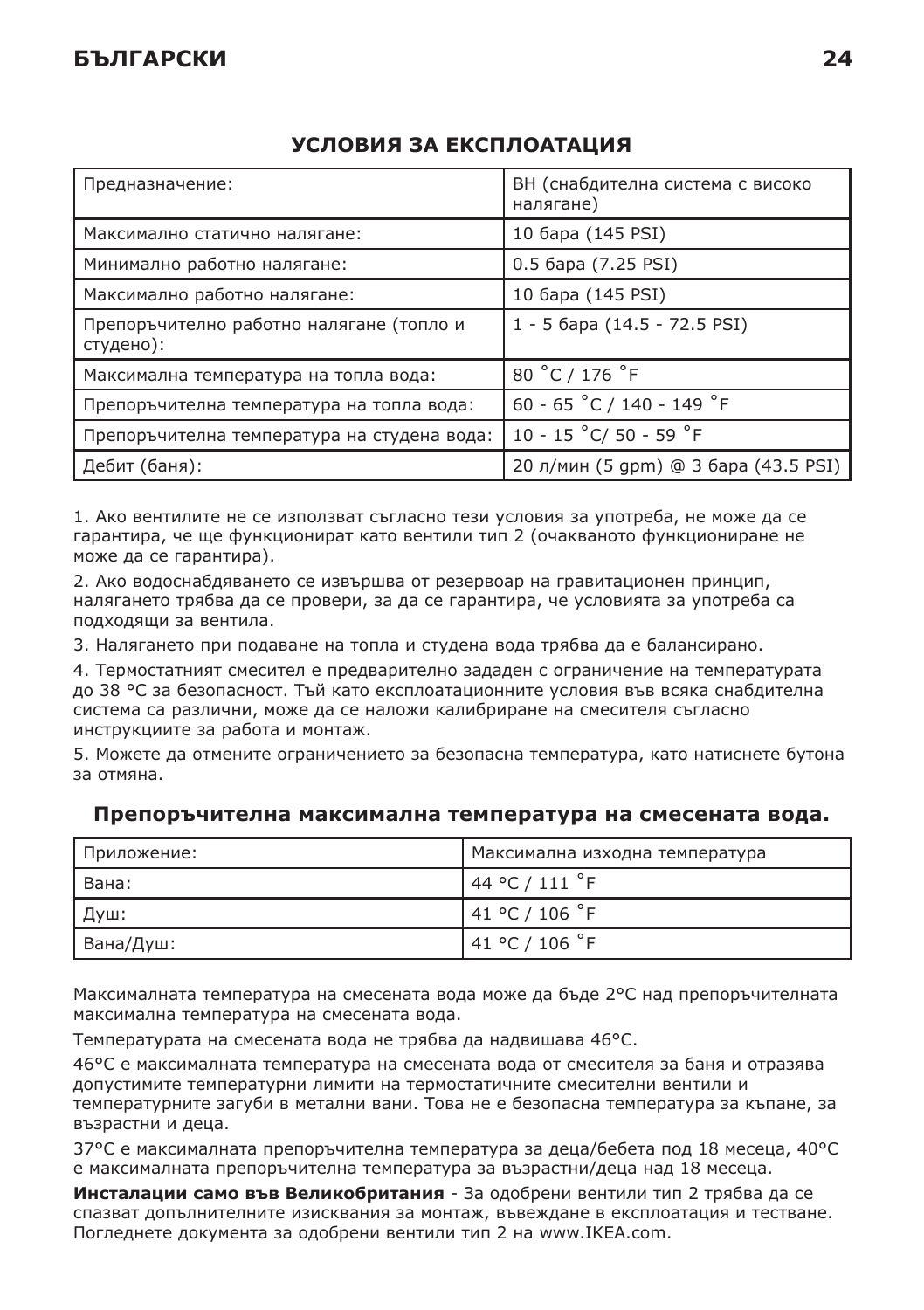## УСЛОВИЯ ЗА ЕКСПЛОАТАЦИЯ

| Предназначение: | ВН (снабдителна система с високо налягане) |
|---|---|
| Максимално статично налягане: | 10 бара (145 PSI) |
| Минимално работно налягане: | 0.5 бара (7.25 PSI) |
| Максимално работно налягане: | 10 бара (145 PSI) |
| Препоръчително работно налягане (топло и студено): | 1 - 5 бара (14.5 - 72.5 PSI) |
| Максимална температура на топла вода: | 80 ˚C / 176 ˚F |
| Препоръчителна температура на топла вода: | 60 - 65 ˚C / 140 - 149 ˚F |
| Препоръчителна температура на студена вода: | 10 - 15 ˚C/ 50 - 59 ˚F |
| Дебит (баня): | 20 л/мин (5 gpm) @ 3 бара (43.5 PSI) |

1. Ако вентилите не се използват съгласно тези условия за употреба, не може да се гарантира, че ще функционират като вентили тип 2 (очакваното функциониране не може да се гарантира).

2. Ако водоснабдяването се извършва от резервоар на гравитационен принцип, налягането трябва да се провери, за да се гарантира, че условията за употреба са подходящи за вентила.

3. Налягането при подаване на топла и студена вода трябва да е балансирано.

4. Термостатният смесител е предварително зададен с ограничение на температурата до 38 °C за безопасност. Тъй като експлоатационните условия във всяка снабдителна система са различни, може да се наложи калибриране на смесителя съгласно инструкциите за работа и монтаж.

5. Можете да отмените ограничението за безопасна температура, като натиснете бутона за отмяна.

### Препоръчителна максимална температура на смесената вода.

| Приложение: | Максимална изходна температура |
|---|---|
| Вана: | 44 °C / 111 ˚F |
| Душ: | 41 °C / 106 ˚F |
| Вана/Душ: | 41 °C / 106 ˚F |

Максималната температура на смесената вода може да бъде 2°C над препоръчителната максимална температура на смесената вода.

Температурата на смесената вода не трябва да надвишава 46°C.

46°C е максималната температура на смесената вода от смесителя за баня и отразява допустимите температурни лимити на термостатичните смесителни вентили и температурните загуби в метални вани. Това не е безопасна температура за къпане, за възрастни и деца.

37°C е максималната препоръчителна температура за деца/бебета под 18 месеца, 40°C е максималната препоръчителна температура за възрастни/деца над 18 месеца.

**Инсталации само във Великобритания** - За одобрени вентили тип 2 трябва да се спазват допълнителните изисквания за монтаж, въвеждане в експлоатация и тестване. Погледнете документа за одобрени вентили тип 2 на www.IKEA.com.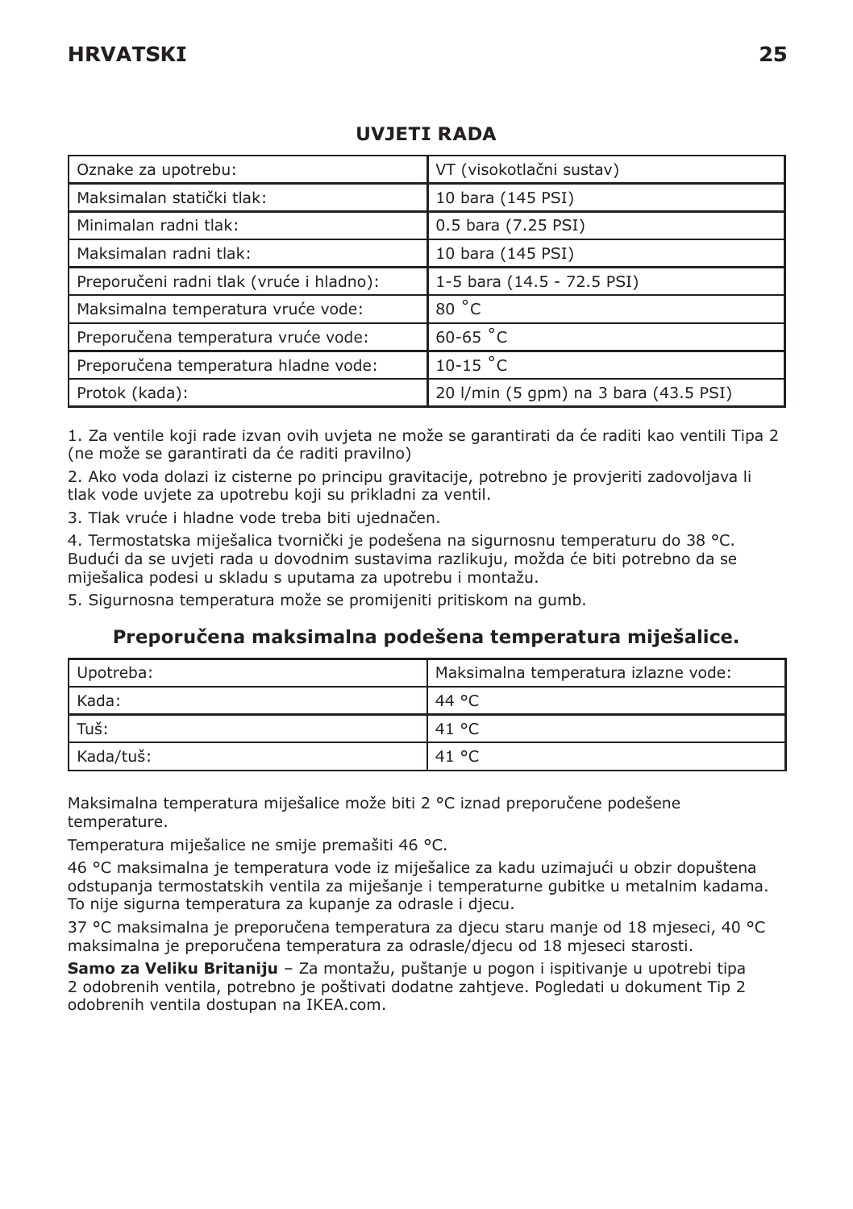## UVJETI RADA

| Oznake za upotrebu: | VT (visokotlačni sustav) |
|---|---|
| Maksimalan statički tlak: | 10 bara (145 PSI) |
| Minimalan radni tlak: | 0.5 bara (7.25 PSI) |
| Maksimalan radni tlak: | 10 bara (145 PSI) |
| Preporučeni radni tlak (vruće i hladno): | 1-5 bara (14.5 - 72.5 PSI) |
| Maksimalna temperatura vruće vode: | 80 ˚C |
| Preporučena temperatura vruće vode: | 60-65 ˚C |
| Preporučena temperatura hladne vode: | 10-15 ˚C |
| Protok (kada): | 20 l/min (5 gpm) na 3 bara (43.5 PSI) |

1. Za ventile koji rade izvan ovih uvjeta ne može se garantirati da će raditi kao ventili Tipa 2 (ne može se garantirati da će raditi pravilno)

2. Ako voda dolazi iz cisterne po principu gravitacije, potrebno je provjeriti zadovoljava li tlak vode uvjete za upotrebu koji su prikladni za ventil.

3. Tlak vruće i hladne vode treba biti ujednačen.

4. Termostatska miješalica tvornički je podešena na sigurnosnu temperaturu do 38 °C. Budući da se uvjeti rada u dovodnim sustavima razlikuju, možda će biti potrebno da se miješalica podesi u skladu s uputama za upotrebu i montažu.

5. Sigurnosna temperatura može se promijeniti pritiskom na gumb.

## Preporučena maksimalna podešena temperatura miješalice.

| Upotreba: | Maksimalna temperatura izlazne vode: |
|---|---|
| Kada: | 44 °C |
| Tuš: | 41 °C |
| Kada/tuš: | 41 °C |

Maksimalna temperatura miješalice može biti 2 °C iznad preporučene podešene temperature.

Temperatura miješalice ne smije premašiti 46 °C.

46 °C maksimalna je temperatura vode iz miješalice za kadu uzimajući u obzir dopuštena odstupanja termostatskih ventila za miješanje i temperaturne gubitke u metalnim kadama. To nije sigurna temperatura za kupanje za odrasle i djecu.

37 °C maksimalna je preporučena temperatura za djecu staru manje od 18 mjeseci, 40 °C maksimalna je preporučena temperatura za odrasle/djecu od 18 mjeseci starosti.

**Samo za Veliku Britaniju** – Za montažu, puštanje u pogon i ispitivanje u upotrebi tipa 2 odobrenih ventila, potrebno je poštivati dodatne zahtjeve. Pogledati u dokument Tip 2 odobrenih ventila dostupan na IKEA.com.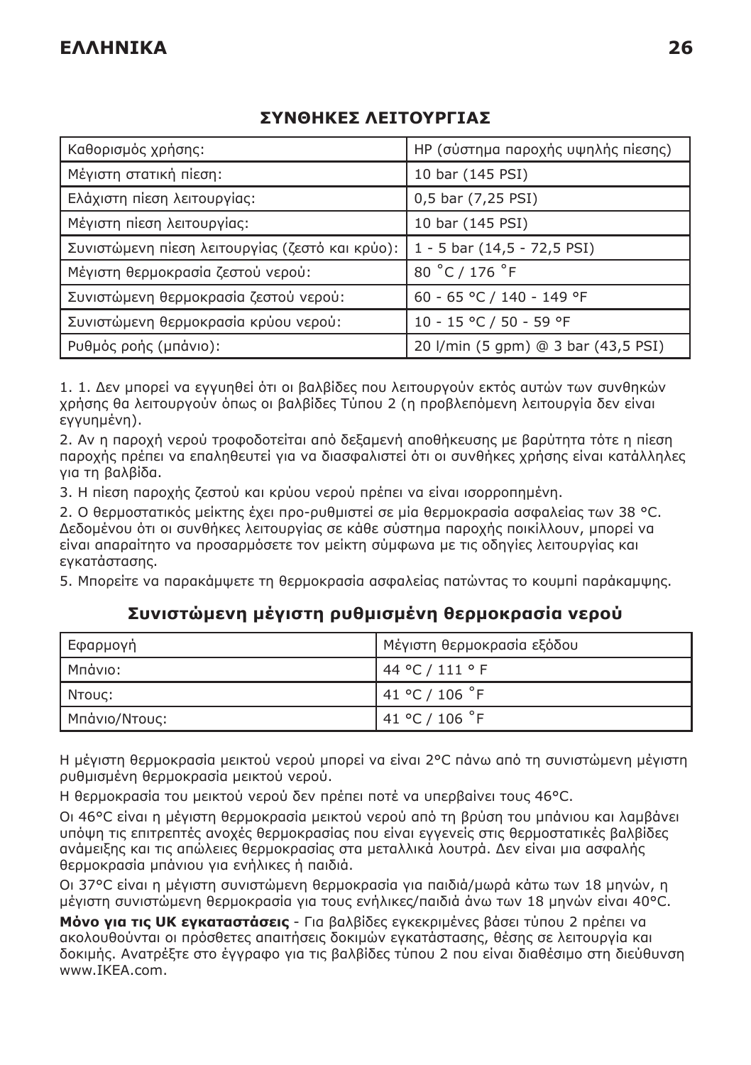## ΣΥΝΘΗΚΕΣ ΛΕΙΤΟΥΡΓΙΑΣ

| Καθορισμός χρήσης: | HP (σύστημα παροχής υψηλής πίεσης) |
|---|---|
| Μέγιστη στατική πίεση: | 10 bar (145 PSI) |
| Ελάχιστη πίεση λειτουργίας: | 0,5 bar (7,25 PSI) |
| Μέγιστη πίεση λειτουργίας: | 10 bar (145 PSI) |
| Συνιστώμενη πίεση λειτουργίας (ζεστό και κρύο): | 1 - 5 bar (14,5 - 72,5 PSI) |
| Μέγιστη θερμοκρασία ζεστού νερού: | 80 ˚C / 176 ˚F |
| Συνιστώμενη θερμοκρασία ζεστού νερού: | 60 - 65 °C / 140 - 149 °F |
| Συνιστώμενη θερμοκρασία κρύου νερού: | 10 - 15 °C / 50 - 59 °F |
| Ρυθμός ροής (μπάνιο): | 20 l/min (5 gpm) @ 3 bar (43,5 PSI) |

1. 1. Δεν μπορεί να εγγυηθεί ότι οι βαλβίδες που λειτουργούν εκτός αυτών των συνθηκών χρήσης θα λειτουργούν όπως οι βαλβίδες Τύπου 2 (η προβλεπόμενη λειτουργία δεν είναι εγγυημένη).

2. Αν η παροχή νερού τροφοδοτείται από δεξαμενή αποθήκευσης με βαρύτητα τότε η πίεση παροχής πρέπει να επαληθευτεί για να διασφαλιστεί ότι οι συνθήκες χρήσης είναι κατάλληλες για τη βαλβίδα.

3. Η πίεση παροχής ζεστού και κρύου νερού πρέπει να είναι ισορροπημένη.

2. Ο θερμοστατικός μείκτης έχει προ-ρυθμιστεί σε μία θερμοκρασία ασφαλείας των 38 °C. Δεδομένου ότι οι συνθήκες λειτουργίας σε κάθε σύστημα παροχής ποικίλλουν, μπορεί να είναι απαραίτητο να προσαρμόσετε τον μείκτη σύμφωνα με τις οδηγίες λειτουργίας και εγκατάστασης.

5. Μπορείτε να παρακάμψετε τη θερμοκρασία ασφαλείας πατώντας το κουμπί παράκαμψης.

## Συνιστώμενη μέγιστη ρυθμισμένη θερμοκρασία νερού

| Εφαρμογή | Μέγιστη θερμοκρασία εξόδου |
|---|---|
| Μπάνιο: | 44 °C / 111 ° F |
| Ντους: | 41 °C / 106 ˚F |
| Μπάνιο/Ντους: | 41 °C / 106 ˚F |

Η μέγιστη θερμοκρασία μεικτού νερού μπορεί να είναι 2°C πάνω από τη συνιστώμενη μέγιστη ρυθμισμένη θερμοκρασία μεικτού νερού.

Η θερμοκρασία του μεικτού νερού δεν πρέπει ποτέ να υπερβαίνει τους 46°C.

Οι 46°C είναι η μέγιστη θερμοκρασία μεικτού νερού από τη βρύση του μπάνιου και λαμβάνει υπόψη τις επιτρεπτές ανοχές θερμοκρασίας που είναι εγγενείς στις θερμοστατικές βαλβίδες ανάμειξης και τις απώλειες θερμοκρασίας στα μεταλλικά λουτρά. Δεν είναι μια ασφαλής θερμοκρασία μπάνιου για ενήλικες ή παιδιά.

Οι 37°C είναι η μέγιστη συνιστώμενη θερμοκρασία για παιδιά/μωρά κάτω των 18 μηνών, η μέγιστη συνιστώμενη θερμοκρασία για τους ενήλικες/παιδιά άνω των 18 μηνών είναι 40°C.

**Μόνο για τις UK εγκαταστάσεις** - Για βαλβίδες εγκεκριμένες βάσει τύπου 2 πρέπει να ακολουθούνται οι πρόσθετες απαιτήσεις δοκιμών εγκατάστασης, θέσης σε λειτουργία και δοκιμής. Ανατρέξτε στο έγγραφο για τις βαλβίδες τύπου 2 που είναι διαθέσιμο στη διεύθυνση www.IKEA.com.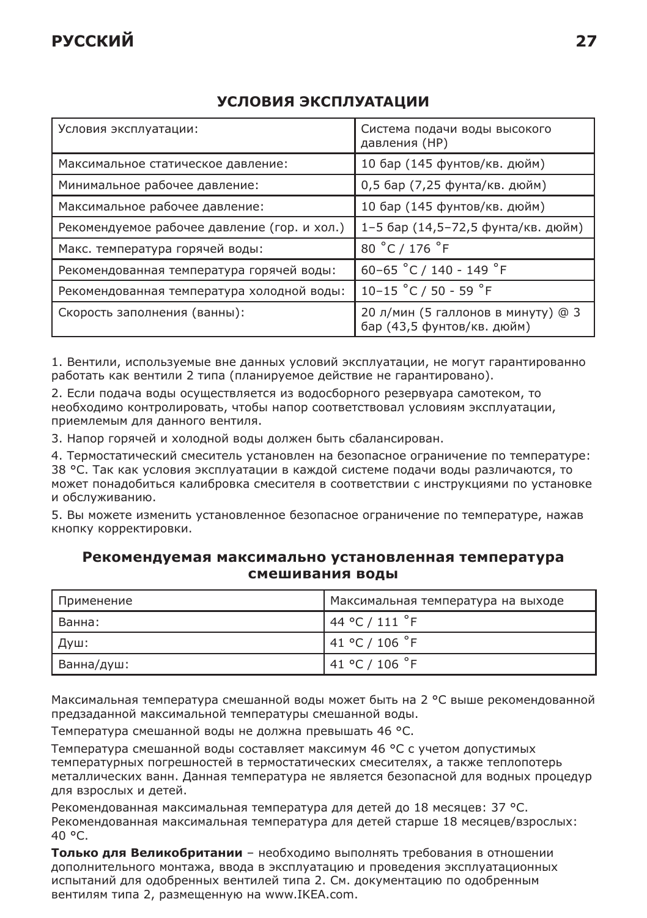## УСЛОВИЯ ЭКСПЛУАТАЦИИ

| Условия эксплуатации: | Система подачи воды высокого давления (HP) |
|---|---|
| Максимальное статическое давление: | 10 бар (145 фунтов/кв. дюйм) |
| Минимальное рабочее давление: | 0,5 бар (7,25 фунта/кв. дюйм) |
| Максимальное рабочее давление: | 10 бар (145 фунтов/кв. дюйм) |
| Рекомендуемое рабочее давление (гор. и хол.) | 1–5 бар (14,5–72,5 фунта/кв. дюйм) |
| Макс. температура горячей воды: | 80 °C / 176 °F |
| Рекомендованная температура горячей воды: | 60–65 °C / 140 - 149 °F |
| Рекомендованная температура холодной воды: | 10–15 °C / 50 - 59 °F |
| Скорость заполнения (ванны): | 20 л/мин (5 галлонов в минуту) @ 3 бар (43,5 фунтов/кв. дюйм) |

1. Вентили, используемые вне данных условий эксплуатации, не могут гарантированно работать как вентили 2 типа (планируемое действие не гарантировано).

2. Если подача воды осуществляется из водосборного резервуара самотеком, то необходимо контролировать, чтобы напор соответствовал условиям эксплуатации, приемлемым для данного вентиля.

3. Напор горячей и холодной воды должен быть сбалансирован.

4. Термостатический смеситель установлен на безопасное ограничение по температуре: 38 °C. Так как условия эксплуатации в каждой системе подачи воды различаются, то может понадобиться калибровка смесителя в соответствии с инструкциями по установке и обслуживанию.

5. Вы можете изменить установленное безопасное ограничение по температуре, нажав кнопку корректировки.

### Рекомендуемая максимально установленная температура смешивания воды

| Применение | Максимальная температура на выходе |
|---|---|
| Ванна: | 44 °C / 111 °F |
| Душ: | 41 °C / 106 °F |
| Ванна/душ: | 41 °C / 106 °F |

Максимальная температура смешанной воды может быть на 2 °C выше рекомендованной предзаданной максимальной температуры смешанной воды.

Температура смешанной воды не должна превышать 46 °C.

Температура смешанной воды составляет максимум 46 °C с учетом допустимых температурных погрешностей в термостатических смесителях, а также теплопотерь металлических ванн. Данная температура не является безопасной для водных процедур для взрослых и детей.

Рекомендованная максимальная температура для детей до 18 месяцев: 37 °C. Рекомендованная максимальная температура для детей старше 18 месяцев/взрослых: 40 °C.

**Только для Великобритании** – необходимо выполнять требования в отношении дополнительного монтажа, ввода в эксплуатацию и проведения эксплуатационных испытаний для одобренных вентилей типа 2. См. документацию по одобренным вентилям типа 2, размещенную на www.IKEA.com.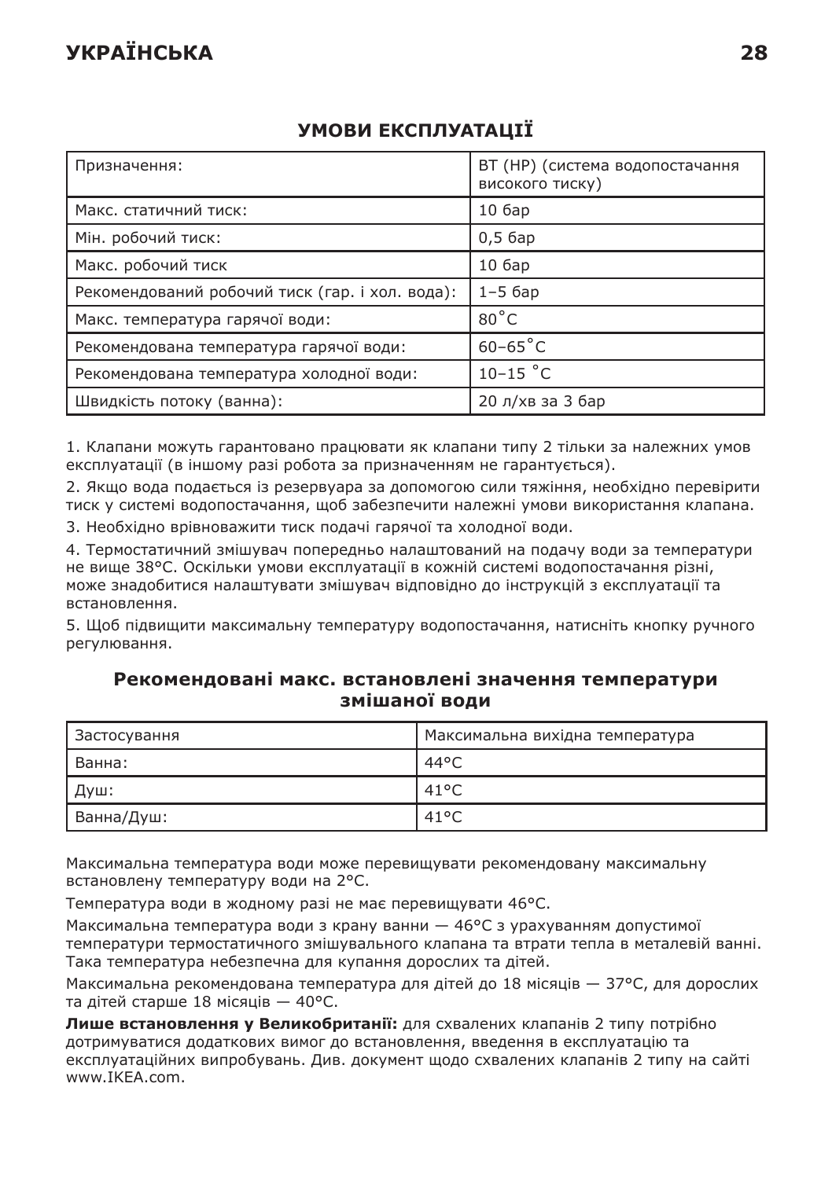## УМОВИ ЕКСПЛУАТАЦІЇ

| Призначення: | ВТ (HP) (система водопостачання високого тиску) |
|---|---|
| Макс. статичний тиск: | 10 бар |
| Мін. робочий тиск: | 0,5 бар |
| Макс. робочий тиск | 10 бар |
| Рекомендований робочий тиск (гар. і хол. вода): | 1–5 бар |
| Макс. температура гарячої води: | 80˚C |
| Рекомендована температура гарячої води: | 60–65˚C |
| Рекомендована температура холодної води: | 10–15 ˚C |
| Швидкість потоку (ванна): | 20 л/хв за 3 бар |

1. Клапани можуть гарантовано працювати як клапани типу 2 тільки за належних умов експлуатації (в іншому разі робота за призначенням не гарантується).
2. Якщо вода подається із резервуара за допомогою сили тяжіння, необхідно перевірити тиск у системі водопостачання, щоб забезпечити належні умови використання клапана.
3. Необхідно врівноважити тиск подачі гарячої та холодної води.
4. Термостатичний змішувач попередньо налаштований на подачу води за температури не вище 38°C. Оскільки умови експлуатації в кожній системі водопостачання різні, може знадобитися налаштувати змішувач відповідно до інструкцій з експлуатації та встановлення.
5. Щоб підвищити максимальну температуру водопостачання, натисніть кнопку ручного регулювання.

### Рекомендовані макс. встановлені значення температури змішаної води

| Застосування | Максимальна вихідна температура |
|---|---|
| Ванна: | 44°C |
| Душ: | 41°C |
| Ванна/Душ: | 41°C |

Максимальна температура води може перевищувати рекомендовану максимальну встановлену температуру води на 2°C.

Температура води в жодному разі не має перевищувати 46°C.

Максимальна температура води з крану ванни — 46°C з урахуванням допустимої температури термостатичного змішувального клапана та втрати тепла в металевій ванні. Така температура небезпечна для купання дорослих та дітей.

Максимальна рекомендована температура для дітей до 18 місяців — 37°C, для дорослих та дітей старше 18 місяців — 40°C.

**Лише встановлення у Великобританії:** для схвалених клапанів 2 типу потрібно дотримуватися додаткових вимог до встановлення, введення в експлуатацію та експлуатаційних випробувань. Див. документ щодо схвалених клапанів 2 типу на сайті www.IKEA.com.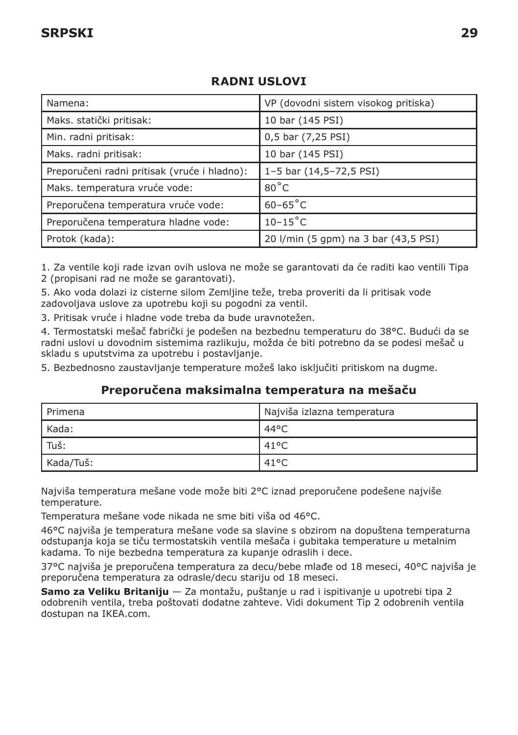## RADNI USLOVI

| Namena: | VP (dovodni sistem visokog pritiska) |
|---|---|
| Maks. statički pritisak: | 10 bar (145 PSI) |
| Min. radni pritisak: | 0,5 bar (7,25 PSI) |
| Maks. radni pritisak: | 10 bar (145 PSI) |
| Preporučeni radni pritisak (vruće i hladno): | 1–5 bar (14,5–72,5 PSI) |
| Maks. temperatura vruće vode: | 80˚C |
| Preporučena temperatura vruće vode: | 60–65˚C |
| Preporučena temperatura hladne vode: | 10–15˚C |
| Protok (kada): | 20 l/min (5 gpm) na 3 bar (43,5 PSI) |

1. Za ventile koji rade izvan ovih uslova ne može se garantovati da će raditi kao ventili Tipa 2 (propisani rad ne može se garantovati).

5. Ako voda dolazi iz cisterne silom Zemljine teže, treba proveriti da li pritisak vode zadovoljava uslove za upotrebu koji su pogodni za ventil.

3. Pritisak vruće i hladne vode treba da bude uravnotežen.

4. Termostatski mešač fabrički je podešen na bezbednu temperaturu do 38°C. Budući da se radni uslovi u dovodnim sistemima razlikuju, možda će biti potrebno da se podesi mešač u skladu s uputstvima za upotrebu i postavljanje.

5. Bezbednosno zaustavljanje temperature možeš lako isključiti pritiskom na dugme.

## Preporučena maksimalna temperatura na mešaču

| Primena | Najviša izlazna temperatura |
|---|---|
| Kada: | 44°C |
| Tuš: | 41°C |
| Kada/Tuš: | 41°C |

Najviša temperatura mešane vode može biti 2°C iznad preporučene podešene najviše temperature.

Temperatura mešane vode nikada ne sme biti viša od 46°C.

46°C najviša je temperatura mešane vode sa slavine s obzirom na dopuštena temperaturna odstupanja koja se tiču termostatskih ventila mešača i gubitaka temperature u metalnim kadama. To nije bezbedna temperatura za kupanje odraslih i dece.

37°C najviša je preporučena temperatura za decu/bebe mlađe od 18 meseci, 40°C najviša je preporučena temperatura za odrasle/decu stariju od 18 meseci.

**Samo za Veliku Britaniju** — Za montažu, puštanje u rad i ispitivanje u upotrebi tipa 2 odobrenih ventila, treba poštovati dodatne zahteve. Vidi dokument Tip 2 odobrenih ventila dostupan na IKEA.com.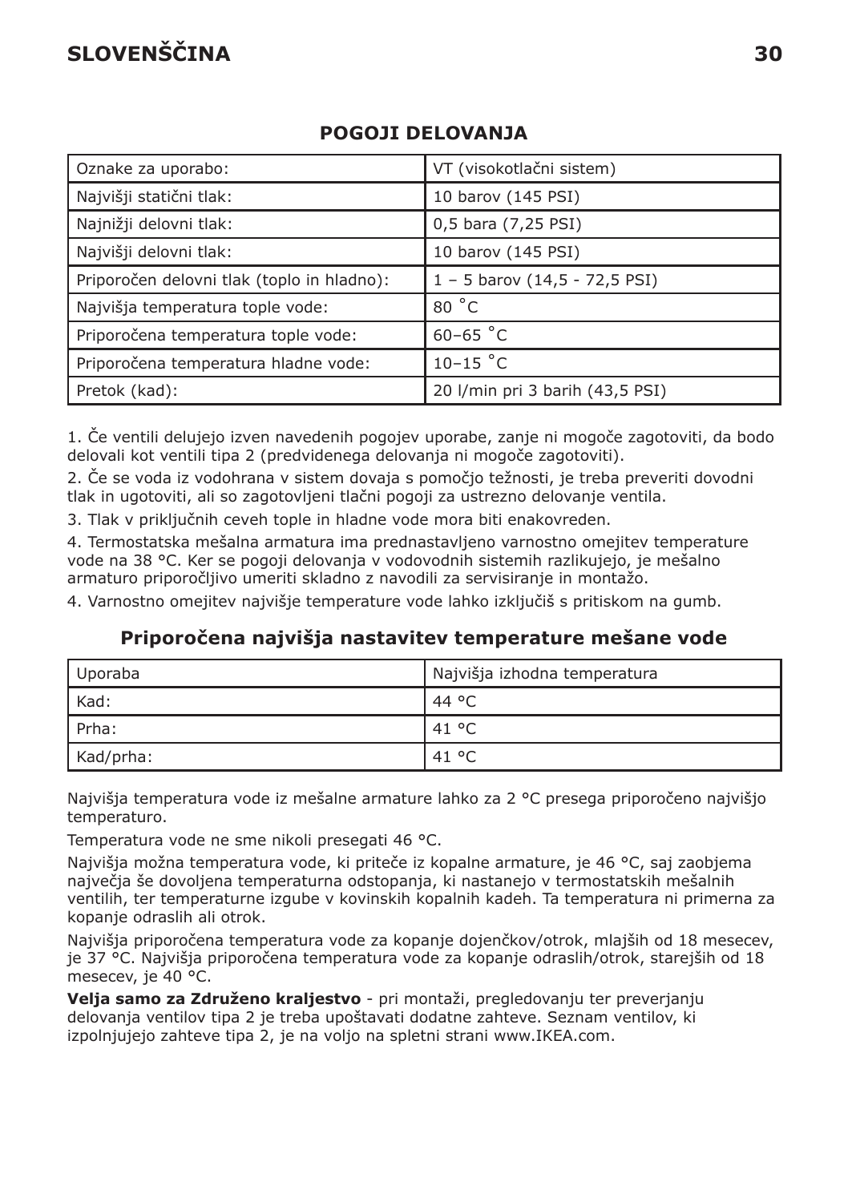# SLOVENŠČINA

## POGOJI DELOVANJA

| Oznake za uporabo: | VT (visokotlačni sistem) |
|---|---|
| Najvišji statični tlak: | 10 barov (145 PSI) |
| Najnižji delovni tlak: | 0,5 bara (7,25 PSI) |
| Najvišji delovni tlak: | 10 barov (145 PSI) |
| Priporočen delovni tlak (toplo in hladno): | 1 – 5 barov (14,5 - 72,5 PSI) |
| Najvišja temperatura tople vode: | 80 ˚C |
| Priporočena temperatura tople vode: | 60–65 ˚C |
| Priporočena temperatura hladne vode: | 10–15 ˚C |
| Pretok (kad): | 20 l/min pri 3 barih (43,5 PSI) |

1. Če ventili delujejo izven navedenih pogojev uporabe, zanje ni mogoče zagotoviti, da bodo delovali kot ventili tipa 2 (predvidenega delovanja ni mogoče zagotoviti).

2. Če se voda iz vodohrana v sistem dovaja s pomočjo težnosti, je treba preveriti dovodni tlak in ugotoviti, ali so zagotovljeni tlačni pogoji za ustrezno delovanje ventila.

3. Tlak v priključnih ceveh tople in hladne vode mora biti enakovreden.

4. Termostatska mešalna armatura ima prednastavljeno varnostno omejitev temperature vode na 38 °C. Ker se pogoji delovanja v vodovodnih sistemih razlikujejo, je mešalno armaturo priporočljivo umeriti skladno z navodili za servisiranje in montažo.

4. Varnostno omejitev najvišje temperature vode lahko izključiš s pritiskom na gumb.

## Priporočena najvišja nastavitev temperature mešane vode

| Uporaba | Najvišja izhodna temperatura |
|---|---|
| Kad: | 44 °C |
| Prha: | 41 °C |
| Kad/prha: | 41 °C |

Najvišja temperatura vode iz mešalne armature lahko za 2 °C presega priporočeno najvišjo temperaturo.

Temperatura vode ne sme nikoli presegati 46 °C.

Najvišja možna temperatura vode, ki priteče iz kopalne armature, je 46 °C, saj zaobjema največja še dovoljena temperaturna odstopanja, ki nastanejo v termostatskih mešalnih ventilih, ter temperaturne izgube v kovinskih kopalnih kadeh. Ta temperatura ni primerna za kopanje odraslih ali otrok.

Najvišja priporočena temperatura vode za kopanje dojenčkov/otrok, mlajših od 18 mesecev, je 37 °C. Najvišja priporočena temperatura vode za kopanje odraslih/otrok, starejših od 18 mesecev, je 40 °C.

**Velja samo za Združeno kraljestvo** - pri montaži, pregledovanju ter preverjanju delovanja ventilov tipa 2 je treba upoštevati dodatne zahteve. Seznam ventilov, ki izpolnjujejo zahteve tipa 2, je na voljo na spletni strani www.IKEA.com.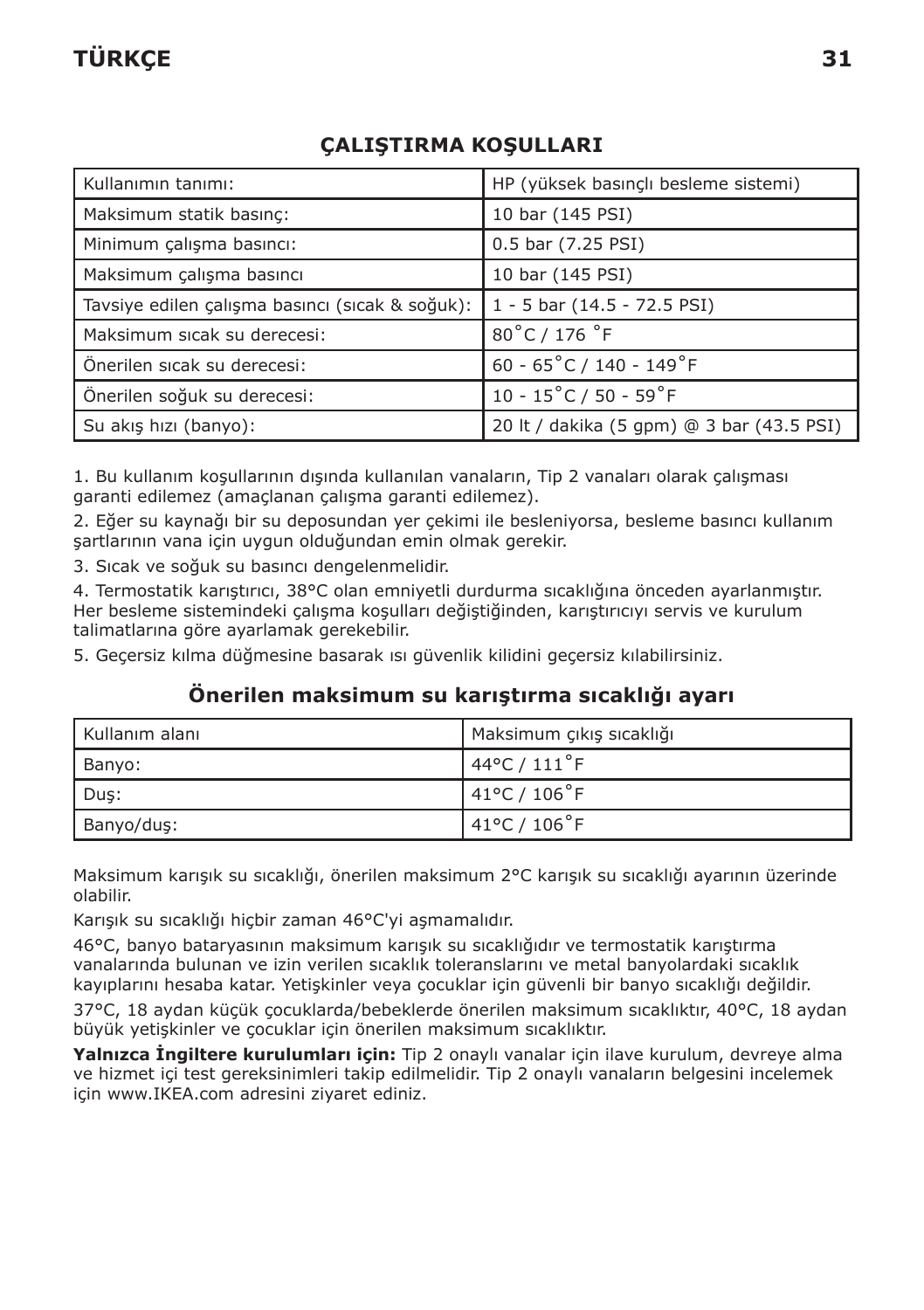## ÇALIŞTIRMA KOŞULLARI

| Kullanımın tanımı: | HP (yüksek basınçlı besleme sistemi) |
|---|---|
| Maksimum statik basınç: | 10 bar (145 PSI) |
| Minimum çalışma basıncı: | 0.5 bar (7.25 PSI) |
| Maksimum çalışma basıncı | 10 bar (145 PSI) |
| Tavsiye edilen çalışma basıncı (sıcak & soğuk): | 1 - 5 bar (14.5 - 72.5 PSI) |
| Maksimum sıcak su derecesi: | 80˚C / 176 ˚F |
| Önerilen sıcak su derecesi: | 60 - 65˚C / 140 - 149˚F |
| Önerilen soğuk su derecesi: | 10 - 15˚C / 50 - 59˚F |
| Su akış hızı (banyo): | 20 lt / dakika (5 gpm) @ 3 bar (43.5 PSI) |

1. Bu kullanım koşullarının dışında kullanılan vanaların, Tip 2 vanaları olarak çalışması garanti edilemez (amaçlanan çalışma garanti edilemez).
2. Eğer su kaynağı bir su deposundan yer çekimi ile besleniyorsa, besleme basıncı kullanım şartlarının vana için uygun olduğundan emin olmak gerekir.
3. Sıcak ve soğuk su basıncı dengelenmelidir.
4. Termostatik karıştırıcı, 38°C olan emniyetli durdurma sıcaklığına önceden ayarlanmıştır. Her besleme sistemindeki çalışma koşulları değiştiğinden, karıştırıcıyı servis ve kurulum talimatlarına göre ayarlamak gerekebilir.
5. Geçersiz kılma düğmesine basarak ısı güvenlik kilidini geçersiz kılabilirsiniz.

### Önerilen maksimum su karıştırma sıcaklığı ayarı

| Kullanım alanı | Maksimum çıkış sıcaklığı |
|---|---|
| Banyo: | 44°C / 111˚F |
| Duş: | 41°C / 106˚F |
| Banyo/duş: | 41°C / 106˚F |

Maksimum karışık su sıcaklığı, önerilen maksimum 2°C karışık su sıcaklığı ayarının üzerinde olabilir.

Karışık su sıcaklığı hiçbir zaman 46°C'yi aşmamalıdır.

46°C, banyo bataryasının maksimum karışık su sıcaklığıdır ve termostatik karıştırma vanalarında bulunan ve izin verilen sıcaklık toleranslarını ve metal banyolardaki sıcaklık kayıplarını hesaba katar. Yetişkinler veya çocuklar için güvenli bir banyo sıcaklığı değildir.

37°C, 18 aydan küçük çocuklarda/bebeklerde önerilen maksimum sıcaklıktır, 40°C, 18 aydan büyük yetişkinler ve çocuklar için önerilen maksimum sıcaklıktır.

**Yalnızca İngiltere kurulumları için:** Tip 2 onaylı vanalar için ilave kurulum, devreye alma ve hizmet içi test gereksinimleri takip edilmelidir. Tip 2 onaylı vanaların belgesini incelemek için www.IKEA.com adresini ziyaret ediniz.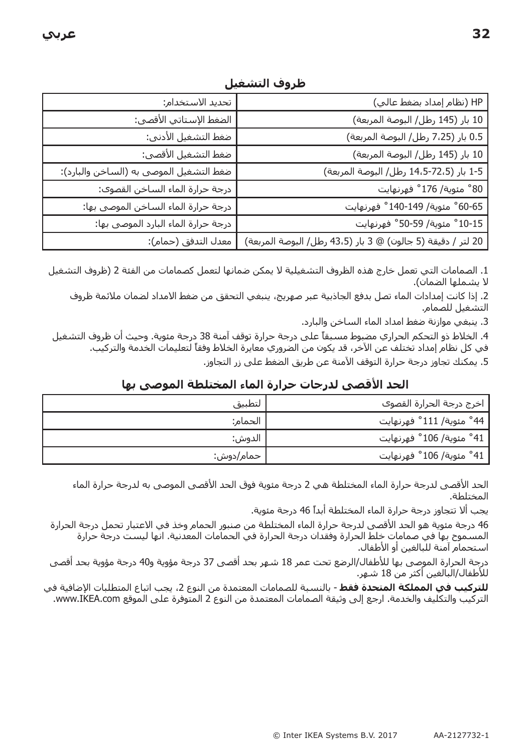## ظروف التشغيل

| | |
|---|---|
| تحديد الاستخدام: | HP (نظام إمداد بضغط عالي) |
| الضغط الإستاتي الأقصى: | 10 بار (145 رطل/ البوصة المربعة) |
| ضغط التشغيل الأدنى: | 0.5 بار (7،25 رطل/ البوصة المربعة) |
| ضغط التشغيل الأقصى: | 10 بار (145 رطل/ البوصة المربعة) |
| ضغط التشغيل الموصى به (الساخن والبارد): | 1-5 بار (14،5-72،5 رطل/ البوصة المربعة) |
| درجة حرارة الماء الساخن القصوى: | 80° مئوية/ 176° فهرنهايت |
| درجة حرارة الماء الساخن الموصى بها: | 60-65° مئوية/ 140-149° فهرنهايت |
| درجة حرارة الماء البارد الموصى بها: | 10-15° مئوية/ 50-59° فهرنهايت |
| معدل التدفق (حمام): | 20 لتر / دقيقة (5 جالون) @ 3 بار (43،5 رطل/ البوصة المربعة) |

1. الصمامات التي تعمل خارج هذه الظروف التشغيلية لا يمكن ضمانها لتعمل كصمامات من الفئة 2 (ظروف التشغيل لا يشملها الضمان).

2. إذا كانت إمدادات الماء تصل بدفع الجاذبية عبر صهريج، ينبغي التحقق من ضغط الامداد لضمان ملائمة ظروف التشغيل للصمام.

3. ينبغي موازنة ضغط امداد الماء الساخن والبارد.

4. الخلاط ذو التحكم الحراري مضبوط مسبقاً على درجة حرارة توقف آمنة 38 درجة مئوية. وحيث أن ظروف التشغيل في كل نظام إمداد تختلف عن الآخر، قد يكون من الضروري معايرة الخلاط وفقاً لتعليمات الخدمة والتركيب.

5. يمكنك تجاوز درجة حرارة التوقف الآمنة عن طريق الضغط على زر التجاوز.

## الحد الأقصى لدرجات حرارة الماء المختلطة الموصى بها

| لتطبيق | اخرج درجة الحرارة القصوى |
|---|---|
| الحمام: | 44° مئوية/ 111° فهرنهايت |
| الدوش: | 41° مئوية/ 106° فهرنهايت |
| حمام/دوش: | 41° مئوية/ 106° فهرنهايت |

الحد الأقصى لدرجة حرارة الماء المختلطة هي 2 درجة مئوية فوق الحد الأقصى الموصى به لدرجة حرارة الماء المختلطة.

يجب ألا تتجاوز درجة حرارة الماء المختلطة أبداً 46 درجة مئوية.

46 درجة مئوية هو الحد الأقصى لدرجة حرارة الماء المختلطة من صنبور الحمام وخذ في الاعتبار تحمل درجة الحرارة المسموح بها في صمامات خلط الحرارة وفقدان درجة الحرارة في الحمامات المعدنية. انها ليست درجة حرارة استحمام آمنة للبالغين أو الأطفال.

درجة الحرارة الموصى بها للأطفال/الرضع تحت عمر 18 شهر بحد أقصى 37 درجة مؤوية و40 درجة مؤوية بحد أقصى للأطفال/البالغين أكثر من 18 شهر.

**للتركيب في المملكة المتحدة فقط** - بالنسبة للصمامات المعتمدة من النوع 2، يجب اتباع المتطلبات الإضافية في التركيب والتكليف والخدمة. ارجع إلى وثيقة الصمامات المعتمدة من النوع 2 المتوفرة على الموقع www.IKEA.com.

© Inter IKEA Systems B.V. 2017 AA-2127732-1